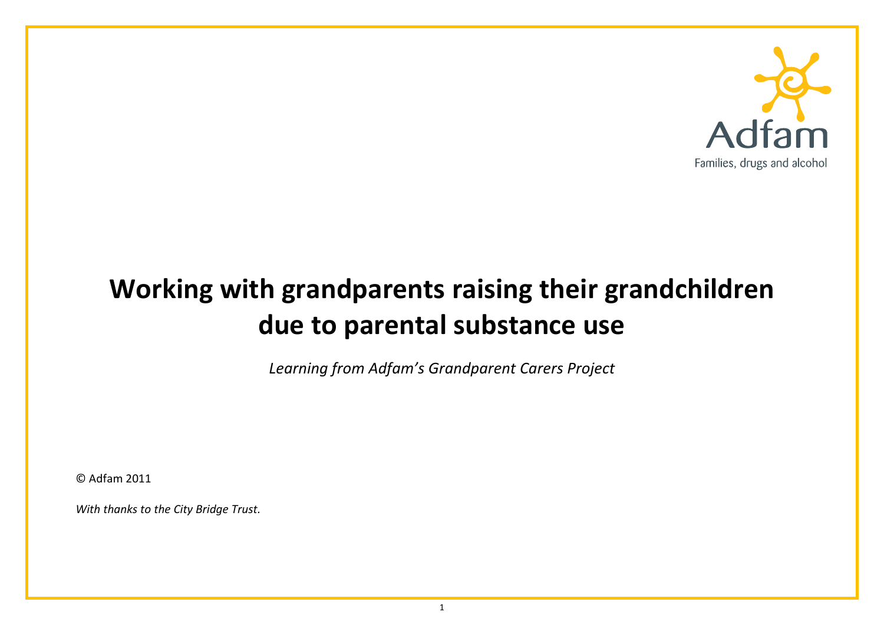Adfam

Families, drugs and alcohol

# Working with grandparents raising their grandchildren due to parental substance use

*Learning from Adfam's Grandparent Carers Project*

© Adfam 2011

*With thanks to the City Bridge Trust.*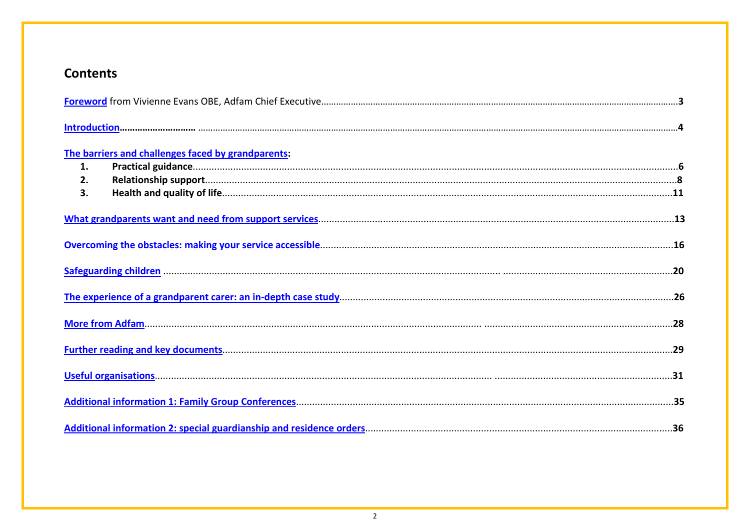## Contents

Foreword from Vivienne Evans OBE, Adfam Chief Executive ........ 3

Introduction ........ 4

The barriers and challenges faced by grandparents:

1. **Practical guidance** ........ 6
2. **Relationship support** ........ 8
3. **Health and quality of life** ........ 11

**What grandparents want and need from support services** ........ 13

**Overcoming the obstacles: making your service accessible** ........ 16

**Safeguarding children** ........ 20

**The experience of a grandparent carer: an in-depth case study** ........ 26

**More from Adfam** ........ 28

**Further reading and key documents** ........ 29

**Useful organisations** ........ 31

**Additional information 1: Family Group Conferences** ........ 35

**Additional information 2: special guardianship and residence orders** ........ 36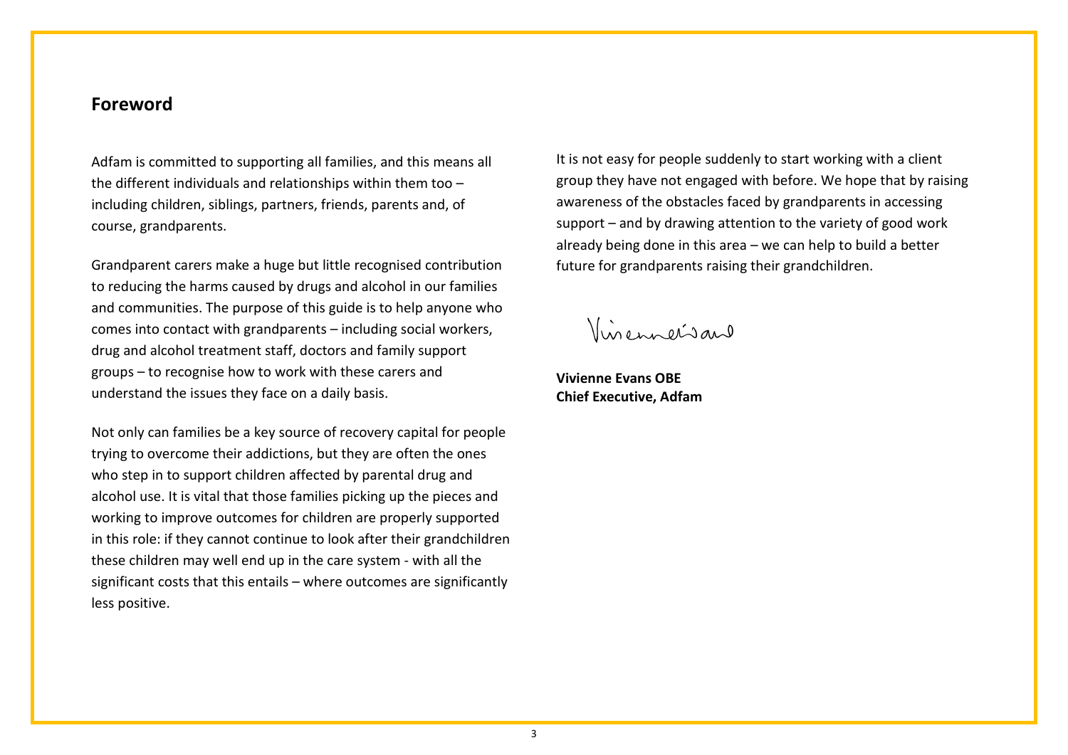## Foreword

Adfam is committed to supporting all families, and this means all the different individuals and relationships within them too – including children, siblings, partners, friends, parents and, of course, grandparents.

Grandparent carers make a huge but little recognised contribution to reducing the harms caused by drugs and alcohol in our families and communities. The purpose of this guide is to help anyone who comes into contact with grandparents – including social workers, drug and alcohol treatment staff, doctors and family support groups – to recognise how to work with these carers and understand the issues they face on a daily basis.

Not only can families be a key source of recovery capital for people trying to overcome their addictions, but they are often the ones who step in to support children affected by parental drug and alcohol use. It is vital that those families picking up the pieces and working to improve outcomes for children are properly supported in this role: if they cannot continue to look after their grandchildren these children may well end up in the care system - with all the significant costs that this entails – where outcomes are significantly less positive.

It is not easy for people suddenly to start working with a client group they have not engaged with before. We hope that by raising awareness of the obstacles faced by grandparents in accessing support – and by drawing attention to the variety of good work already being done in this area – we can help to build a better future for grandparents raising their grandchildren.

**Vivienne Evans OBE**
**Chief Executive, Adfam**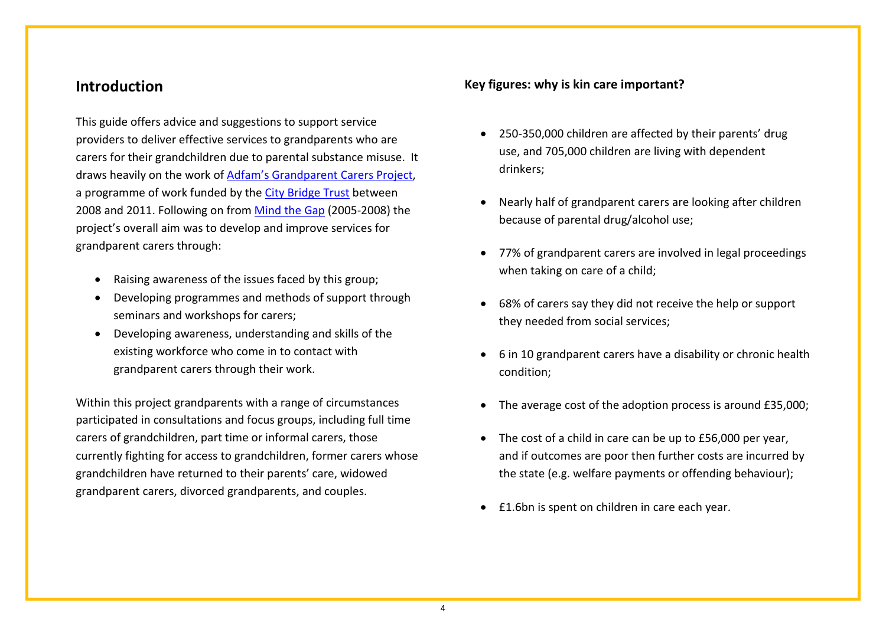## Introduction

This guide offers advice and suggestions to support service providers to deliver effective services to grandparents who are carers for their grandchildren due to parental substance misuse. It draws heavily on the work of Adfam's Grandparent Carers Project, a programme of work funded by the City Bridge Trust between 2008 and 2011. Following on from Mind the Gap (2005-2008) the project's overall aim was to develop and improve services for grandparent carers through:

- Raising awareness of the issues faced by this group;
- Developing programmes and methods of support through seminars and workshops for carers;
- Developing awareness, understanding and skills of the existing workforce who come in to contact with grandparent carers through their work.

Within this project grandparents with a range of circumstances participated in consultations and focus groups, including full time carers of grandchildren, part time or informal carers, those currently fighting for access to grandchildren, former carers whose grandchildren have returned to their parents' care, widowed grandparent carers, divorced grandparents, and couples.

### Key figures: why is kin care important?

- 250-350,000 children are affected by their parents' drug use, and 705,000 children are living with dependent drinkers;
- Nearly half of grandparent carers are looking after children because of parental drug/alcohol use;
- 77% of grandparent carers are involved in legal proceedings when taking on care of a child;
- 68% of carers say they did not receive the help or support they needed from social services;
- 6 in 10 grandparent carers have a disability or chronic health condition;
- The average cost of the adoption process is around £35,000;
- The cost of a child in care can be up to £56,000 per year, and if outcomes are poor then further costs are incurred by the state (e.g. welfare payments or offending behaviour);
- £1.6bn is spent on children in care each year.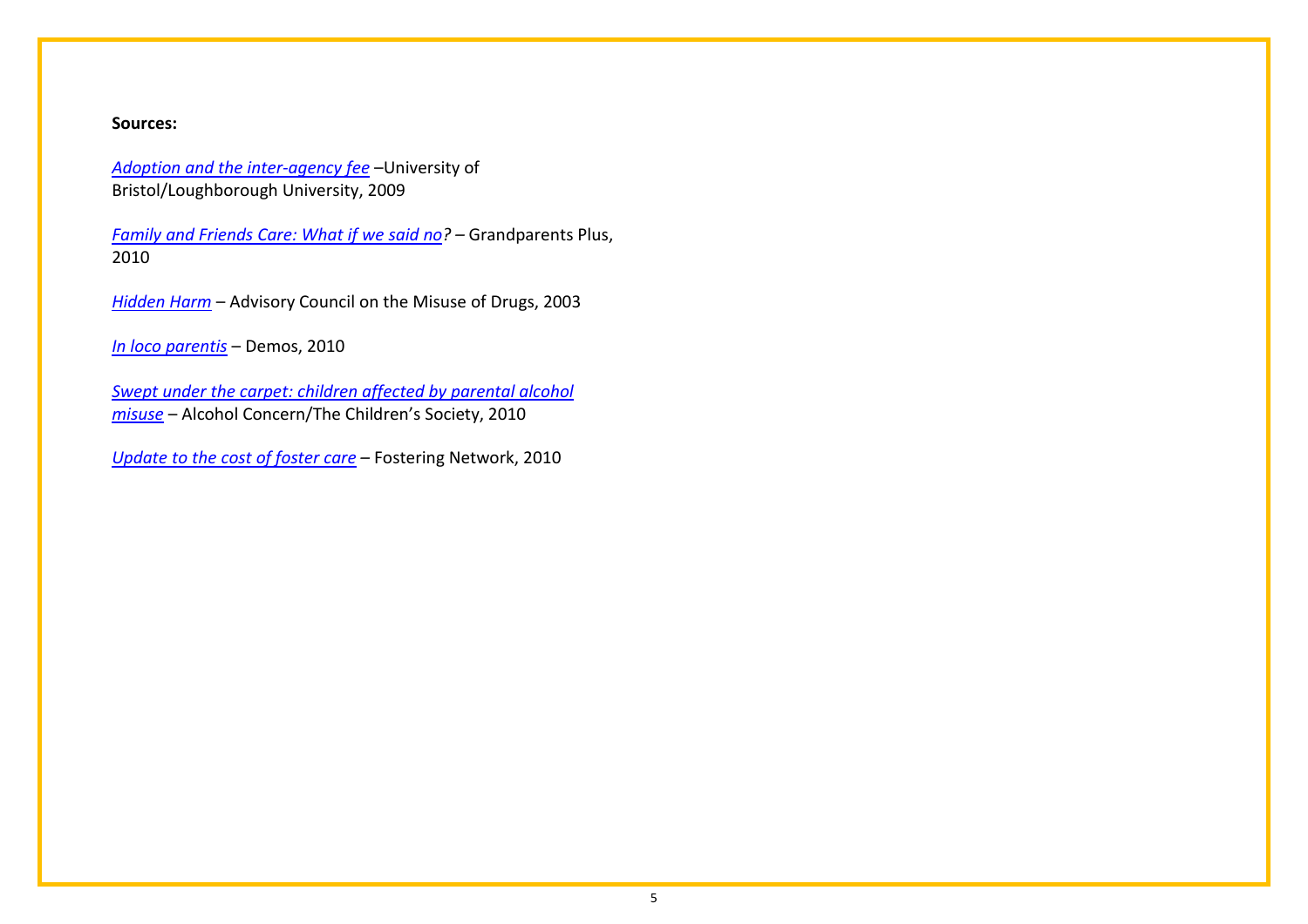**Sources:**

*Adoption and the inter-agency fee* –University of Bristol/Loughborough University, 2009

*Family and Friends Care: What if we said no?* – Grandparents Plus, 2010

*Hidden Harm* – Advisory Council on the Misuse of Drugs, 2003

*In loco parentis* – Demos, 2010

*Swept under the carpet: children affected by parental alcohol misuse* – Alcohol Concern/The Children's Society, 2010

*Update to the cost of foster care* – Fostering Network, 2010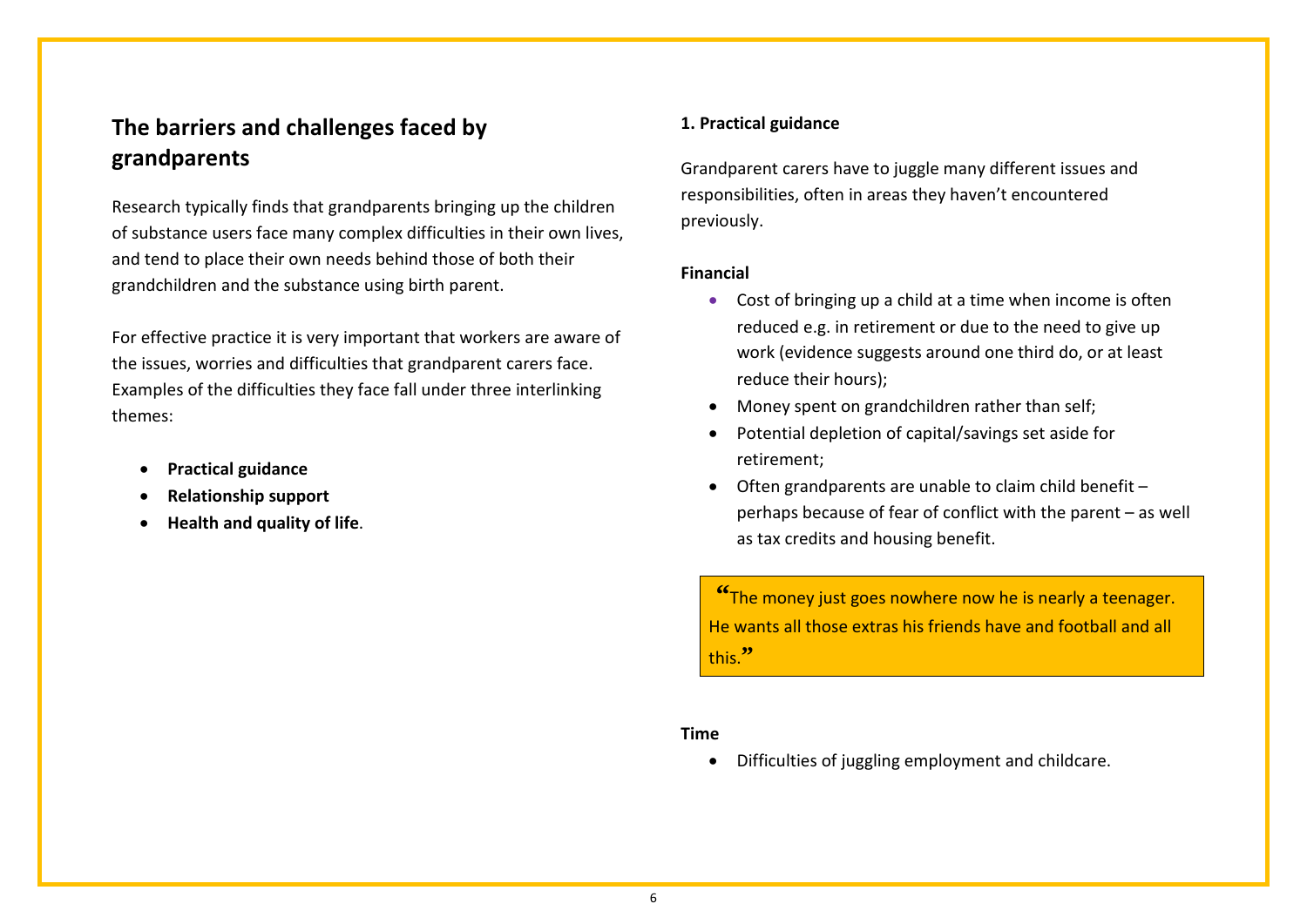## The barriers and challenges faced by grandparents

Research typically finds that grandparents bringing up the children of substance users face many complex difficulties in their own lives, and tend to place their own needs behind those of both their grandchildren and the substance using birth parent.

For effective practice it is very important that workers are aware of the issues, worries and difficulties that grandparent carers face. Examples of the difficulties they face fall under three interlinking themes:

- **Practical guidance**
- **Relationship support**
- **Health and quality of life**.

**1. Practical guidance**

Grandparent carers have to juggle many different issues and responsibilities, often in areas they haven't encountered previously.

**Financial**

- Cost of bringing up a child at a time when income is often reduced e.g. in retirement or due to the need to give up work (evidence suggests around one third do, or at least reduce their hours);
- Money spent on grandchildren rather than self;
- Potential depletion of capital/savings set aside for retirement;
- Often grandparents are unable to claim child benefit – perhaps because of fear of conflict with the parent – as well as tax credits and housing benefit.

> "The money just goes nowhere now he is nearly a teenager. He wants all those extras his friends have and football and all this."

**Time**

- Difficulties of juggling employment and childcare.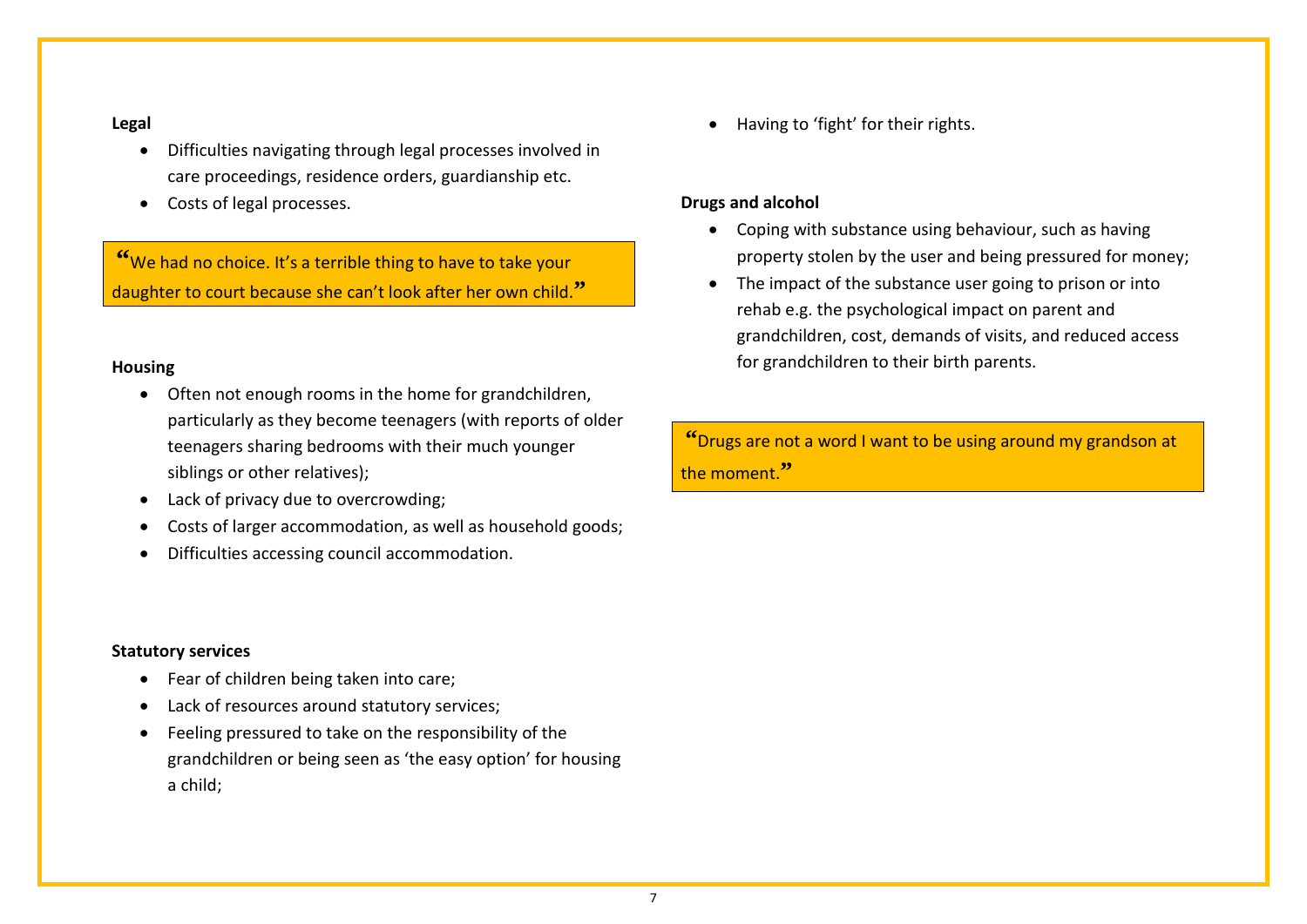**Legal**

- Difficulties navigating through legal processes involved in care proceedings, residence orders, guardianship etc.
- Costs of legal processes.

> “We had no choice. It’s a terrible thing to have to take your daughter to court because she can’t look after her own child.”

**Housing**

- Often not enough rooms in the home for grandchildren, particularly as they become teenagers (with reports of older teenagers sharing bedrooms with their much younger siblings or other relatives);
- Lack of privacy due to overcrowding;
- Costs of larger accommodation, as well as household goods;
- Difficulties accessing council accommodation.

**Statutory services**

- Fear of children being taken into care;
- Lack of resources around statutory services;
- Feeling pressured to take on the responsibility of the grandchildren or being seen as ‘the easy option’ for housing a child;
- Having to ‘fight’ for their rights.

**Drugs and alcohol**

- Coping with substance using behaviour, such as having property stolen by the user and being pressured for money;
- The impact of the substance user going to prison or into rehab e.g. the psychological impact on parent and grandchildren, cost, demands of visits, and reduced access for grandchildren to their birth parents.

> “Drugs are not a word I want to be using around my grandson at the moment.”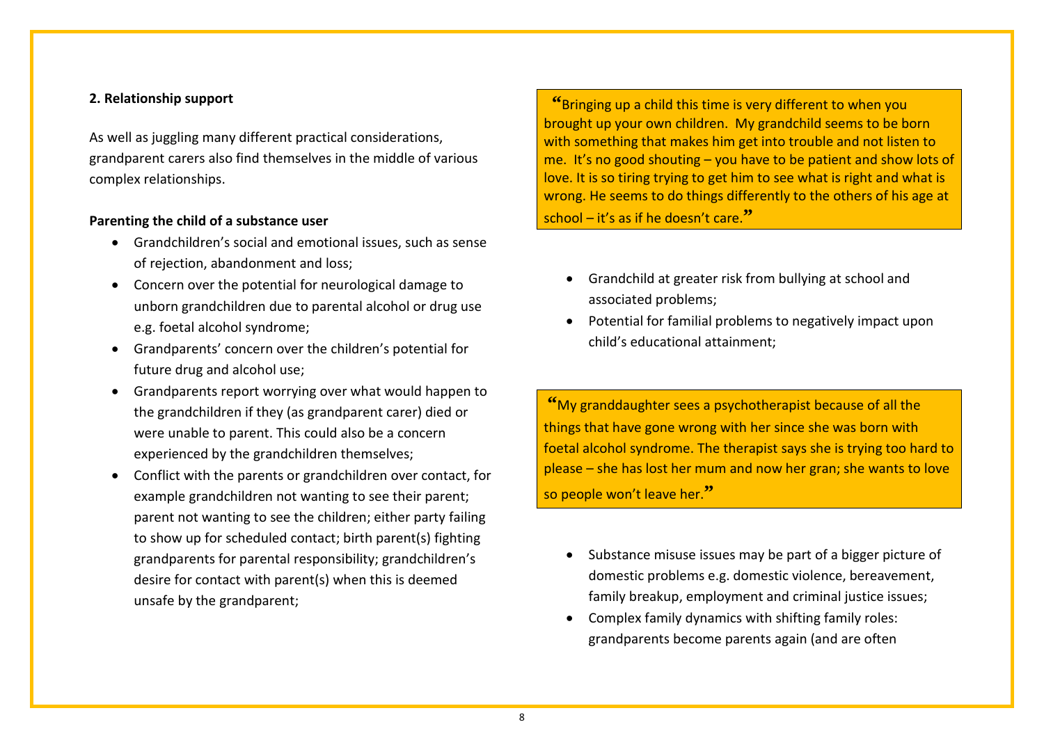**2. Relationship support**

As well as juggling many different practical considerations, grandparent carers also find themselves in the middle of various complex relationships.

**Parenting the child of a substance user**

- Grandchildren's social and emotional issues, such as sense of rejection, abandonment and loss;
- Concern over the potential for neurological damage to unborn grandchildren due to parental alcohol or drug use e.g. foetal alcohol syndrome;
- Grandparents' concern over the children's potential for future drug and alcohol use;
- Grandparents report worrying over what would happen to the grandchildren if they (as grandparent carer) died or were unable to parent. This could also be a concern experienced by the grandchildren themselves;
- Conflict with the parents or grandchildren over contact, for example grandchildren not wanting to see their parent; parent not wanting to see the children; either party failing to show up for scheduled contact; birth parent(s) fighting grandparents for parental responsibility; grandchildren's desire for contact with parent(s) when this is deemed unsafe by the grandparent;

> "Bringing up a child this time is very different to when you brought up your own children. My grandchild seems to be born with something that makes him get into trouble and not listen to me. It's no good shouting – you have to be patient and show lots of love. It is so tiring trying to get him to see what is right and what is wrong. He seems to do things differently to the others of his age at school – it's as if he doesn't care."

- Grandchild at greater risk from bullying at school and associated problems;
- Potential for familial problems to negatively impact upon child's educational attainment;

> "My granddaughter sees a psychotherapist because of all the things that have gone wrong with her since she was born with foetal alcohol syndrome. The therapist says she is trying too hard to please – she has lost her mum and now her gran; she wants to love so people won't leave her."

- Substance misuse issues may be part of a bigger picture of domestic problems e.g. domestic violence, bereavement, family breakup, employment and criminal justice issues;
- Complex family dynamics with shifting family roles: grandparents become parents again (and are often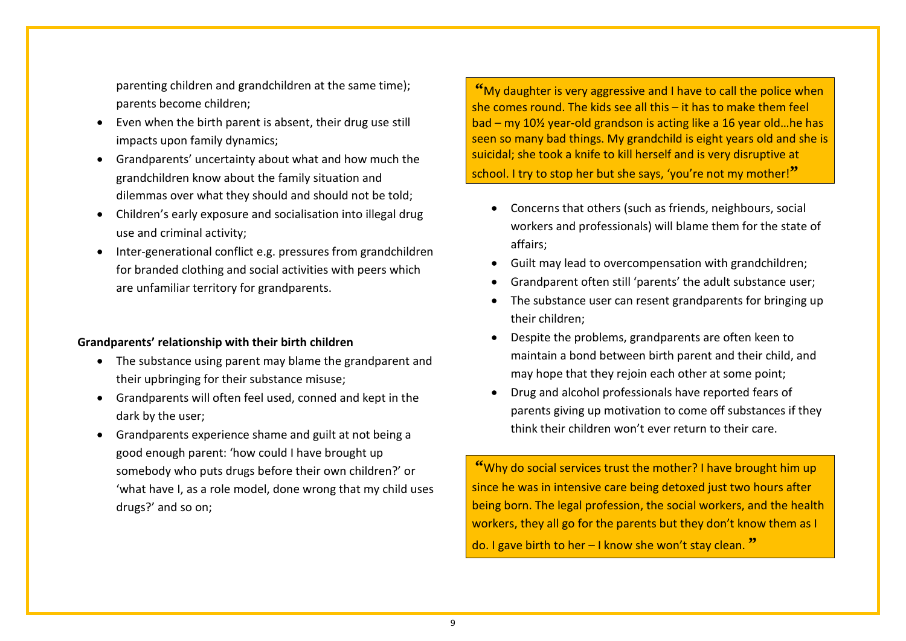parenting children and grandchildren at the same time); parents become children;

- Even when the birth parent is absent, their drug use still impacts upon family dynamics;
- Grandparents' uncertainty about what and how much the grandchildren know about the family situation and dilemmas over what they should and should not be told;
- Children's early exposure and socialisation into illegal drug use and criminal activity;
- Inter-generational conflict e.g. pressures from grandchildren for branded clothing and social activities with peers which are unfamiliar territory for grandparents.

**Grandparents' relationship with their birth children**

- The substance using parent may blame the grandparent and their upbringing for their substance misuse;
- Grandparents will often feel used, conned and kept in the dark by the user;
- Grandparents experience shame and guilt at not being a good enough parent: 'how could I have brought up somebody who puts drugs before their own children?' or 'what have I, as a role model, done wrong that my child uses drugs?' and so on;

> "My daughter is very aggressive and I have to call the police when she comes round. The kids see all this – it has to make them feel bad – my 10½ year-old grandson is acting like a 16 year old…he has seen so many bad things. My grandchild is eight years old and she is suicidal; she took a knife to kill herself and is very disruptive at school. I try to stop her but she says, 'you're not my mother!"

- Concerns that others (such as friends, neighbours, social workers and professionals) will blame them for the state of affairs;
- Guilt may lead to overcompensation with grandchildren;
- Grandparent often still 'parents' the adult substance user;
- The substance user can resent grandparents for bringing up their children;
- Despite the problems, grandparents are often keen to maintain a bond between birth parent and their child, and may hope that they rejoin each other at some point;
- Drug and alcohol professionals have reported fears of parents giving up motivation to come off substances if they think their children won't ever return to their care.

> "Why do social services trust the mother? I have brought him up since he was in intensive care being detoxed just two hours after being born. The legal profession, the social workers, and the health workers, they all go for the parents but they don't know them as I do. I gave birth to her – I know she won't stay clean."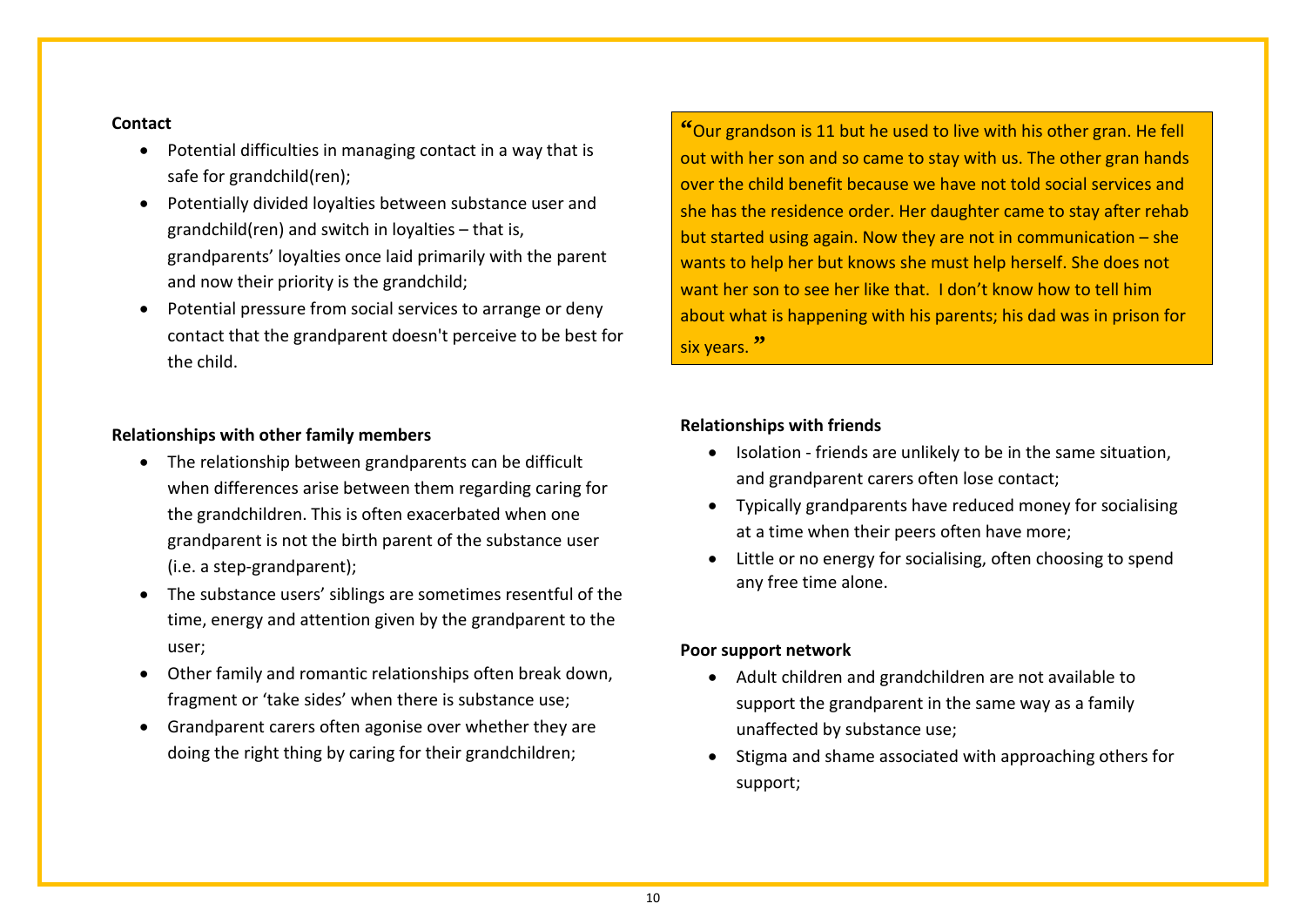**Contact**

- Potential difficulties in managing contact in a way that is safe for grandchild(ren);
- Potentially divided loyalties between substance user and grandchild(ren) and switch in loyalties – that is, grandparents' loyalties once laid primarily with the parent and now their priority is the grandchild;
- Potential pressure from social services to arrange or deny contact that the grandparent doesn't perceive to be best for the child.

**Relationships with other family members**

- The relationship between grandparents can be difficult when differences arise between them regarding caring for the grandchildren. This is often exacerbated when one grandparent is not the birth parent of the substance user (i.e. a step-grandparent);
- The substance users' siblings are sometimes resentful of the time, energy and attention given by the grandparent to the user;
- Other family and romantic relationships often break down, fragment or 'take sides' when there is substance use;
- Grandparent carers often agonise over whether they are doing the right thing by caring for their grandchildren;

> "Our grandson is 11 but he used to live with his other gran. He fell out with her son and so came to stay with us. The other gran hands over the child benefit because we have not told social services and she has the residence order. Her daughter came to stay after rehab but started using again. Now they are not in communication – she wants to help her but knows she must help herself. She does not want her son to see her like that. I don't know how to tell him about what is happening with his parents; his dad was in prison for six years."

**Relationships with friends**

- Isolation - friends are unlikely to be in the same situation, and grandparent carers often lose contact;
- Typically grandparents have reduced money for socialising at a time when their peers often have more;
- Little or no energy for socialising, often choosing to spend any free time alone.

**Poor support network**

- Adult children and grandchildren are not available to support the grandparent in the same way as a family unaffected by substance use;
- Stigma and shame associated with approaching others for support;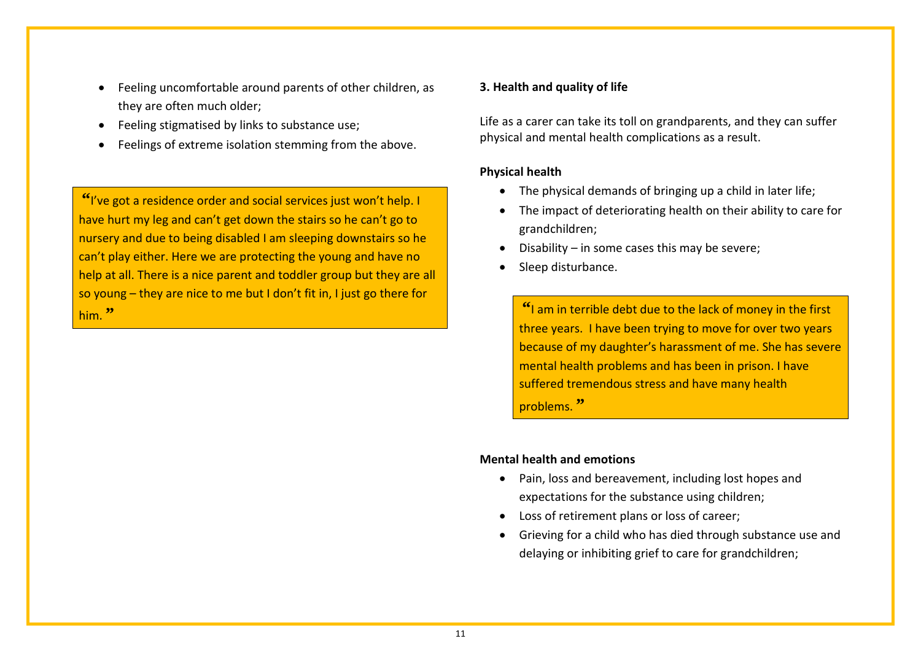- Feeling uncomfortable around parents of other children, as they are often much older;
- Feeling stigmatised by links to substance use;
- Feelings of extreme isolation stemming from the above.

> “I’ve got a residence order and social services just won’t help. I have hurt my leg and can’t get down the stairs so he can’t go to nursery and due to being disabled I am sleeping downstairs so he can’t play either. Here we are protecting the young and have no help at all. There is a nice parent and toddler group but they are all so young – they are nice to me but I don’t fit in, I just go there for him.”

**3. Health and quality of life**

Life as a carer can take its toll on grandparents, and they can suffer physical and mental health complications as a result.

**Physical health**

- The physical demands of bringing up a child in later life;
- The impact of deteriorating health on their ability to care for grandchildren;
- Disability – in some cases this may be severe;
- Sleep disturbance.

> “I am in terrible debt due to the lack of money in the first three years. I have been trying to move for over two years because of my daughter’s harassment of me. She has severe mental health problems and has been in prison. I have suffered tremendous stress and have many health problems.”

**Mental health and emotions**

- Pain, loss and bereavement, including lost hopes and expectations for the substance using children;
- Loss of retirement plans or loss of career;
- Grieving for a child who has died through substance use and delaying or inhibiting grief to care for grandchildren;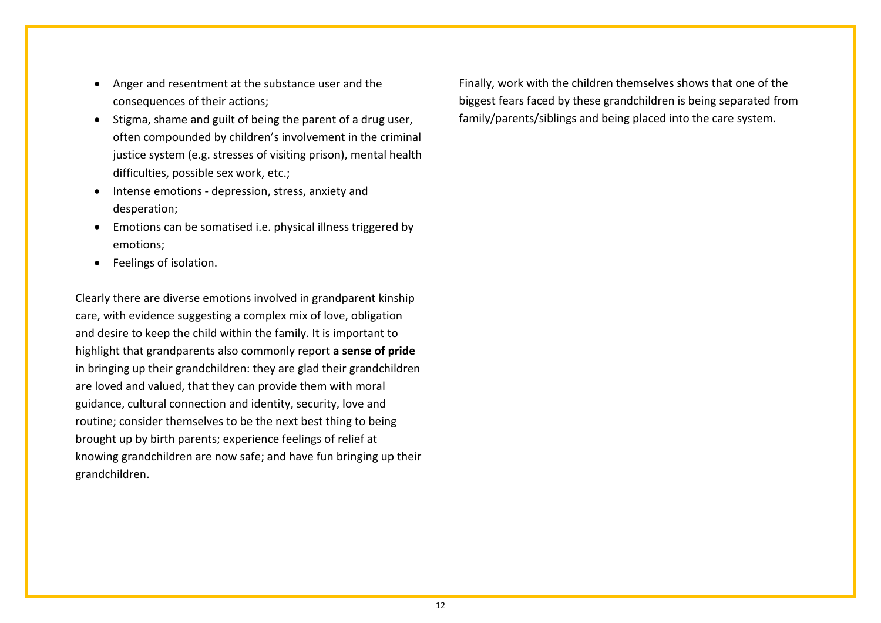- Anger and resentment at the substance user and the consequences of their actions;
- Stigma, shame and guilt of being the parent of a drug user, often compounded by children's involvement in the criminal justice system (e.g. stresses of visiting prison), mental health difficulties, possible sex work, etc.;
- Intense emotions - depression, stress, anxiety and desperation;
- Emotions can be somatised i.e. physical illness triggered by emotions;
- Feelings of isolation.

Clearly there are diverse emotions involved in grandparent kinship care, with evidence suggesting a complex mix of love, obligation and desire to keep the child within the family. It is important to highlight that grandparents also commonly report **a sense of pride** in bringing up their grandchildren: they are glad their grandchildren are loved and valued, that they can provide them with moral guidance, cultural connection and identity, security, love and routine; consider themselves to be the next best thing to being brought up by birth parents; experience feelings of relief at knowing grandchildren are now safe; and have fun bringing up their grandchildren.

Finally, work with the children themselves shows that one of the biggest fears faced by these grandchildren is being separated from family/parents/siblings and being placed into the care system.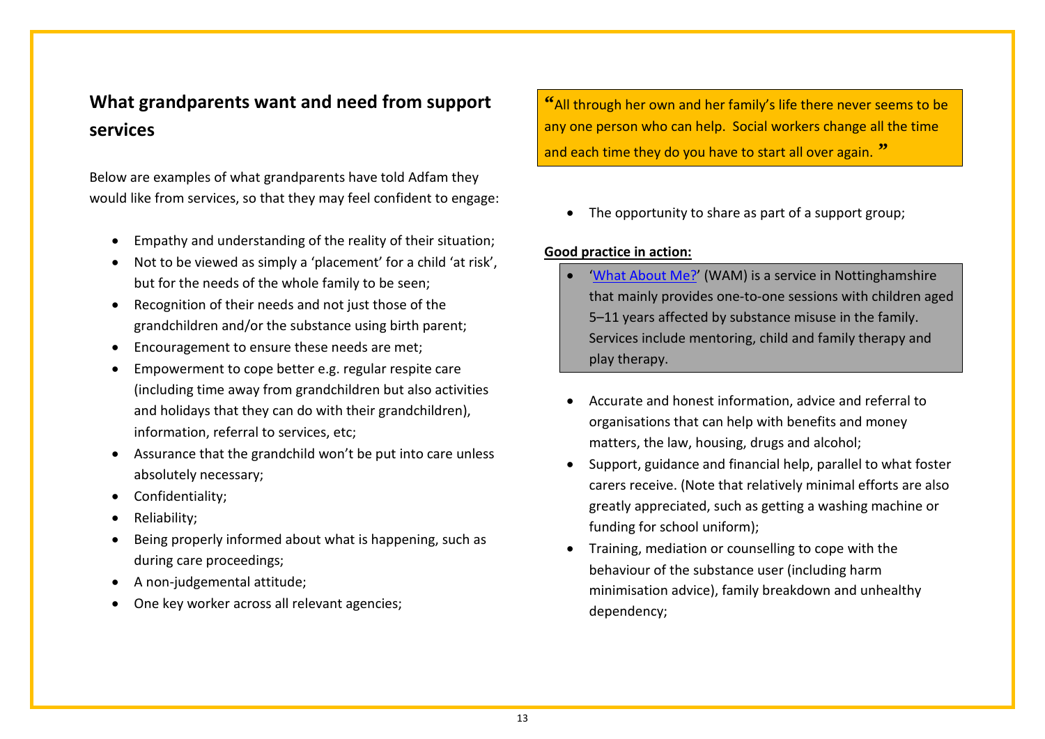## What grandparents want and need from support services

Below are examples of what grandparents have told Adfam they would like from services, so that they may feel confident to engage:

- Empathy and understanding of the reality of their situation;
- Not to be viewed as simply a 'placement' for a child 'at risk', but for the needs of the whole family to be seen;
- Recognition of their needs and not just those of the grandchildren and/or the substance using birth parent;
- Encouragement to ensure these needs are met;
- Empowerment to cope better e.g. regular respite care (including time away from grandchildren but also activities and holidays that they can do with their grandchildren), information, referral to services, etc;
- Assurance that the grandchild won't be put into care unless absolutely necessary;
- Confidentiality;
- Reliability;
- Being properly informed about what is happening, such as during care proceedings;
- A non-judgemental attitude;
- One key worker across all relevant agencies;

> "All through her own and her family's life there never seems to be any one person who can help. Social workers change all the time and each time they do you have to start all over again."

- The opportunity to share as part of a support group;

**Good practice in action:**

- 'What About Me?' (WAM) is a service in Nottinghamshire that mainly provides one-to-one sessions with children aged 5–11 years affected by substance misuse in the family. Services include mentoring, child and family therapy and play therapy.

- Accurate and honest information, advice and referral to organisations that can help with benefits and money matters, the law, housing, drugs and alcohol;
- Support, guidance and financial help, parallel to what foster carers receive. (Note that relatively minimal efforts are also greatly appreciated, such as getting a washing machine or funding for school uniform);
- Training, mediation or counselling to cope with the behaviour of the substance user (including harm minimisation advice), family breakdown and unhealthy dependency;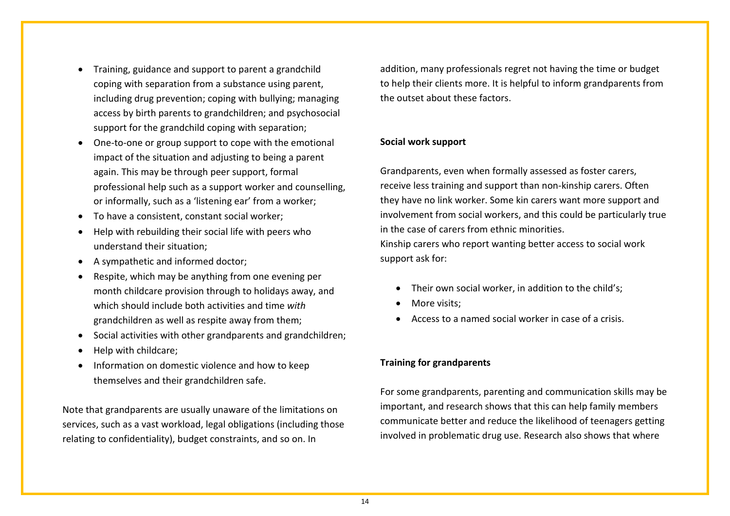- Training, guidance and support to parent a grandchild coping with separation from a substance using parent, including drug prevention; coping with bullying; managing access by birth parents to grandchildren; and psychosocial support for the grandchild coping with separation;
- One-to-one or group support to cope with the emotional impact of the situation and adjusting to being a parent again. This may be through peer support, formal professional help such as a support worker and counselling, or informally, such as a 'listening ear' from a worker;
- To have a consistent, constant social worker;
- Help with rebuilding their social life with peers who understand their situation;
- A sympathetic and informed doctor;
- Respite, which may be anything from one evening per month childcare provision through to holidays away, and which should include both activities and time *with* grandchildren as well as respite away from them;
- Social activities with other grandparents and grandchildren;
- Help with childcare;
- Information on domestic violence and how to keep themselves and their grandchildren safe.

Note that grandparents are usually unaware of the limitations on services, such as a vast workload, legal obligations (including those relating to confidentiality), budget constraints, and so on. In addition, many professionals regret not having the time or budget to help their clients more. It is helpful to inform grandparents from the outset about these factors.

**Social work support**

Grandparents, even when formally assessed as foster carers, receive less training and support than non-kinship carers. Often they have no link worker. Some kin carers want more support and involvement from social workers, and this could be particularly true in the case of carers from ethnic minorities.
Kinship carers who report wanting better access to social work support ask for:

- Their own social worker, in addition to the child's;
- More visits;
- Access to a named social worker in case of a crisis.

**Training for grandparents**

For some grandparents, parenting and communication skills may be important, and research shows that this can help family members communicate better and reduce the likelihood of teenagers getting involved in problematic drug use. Research also shows that where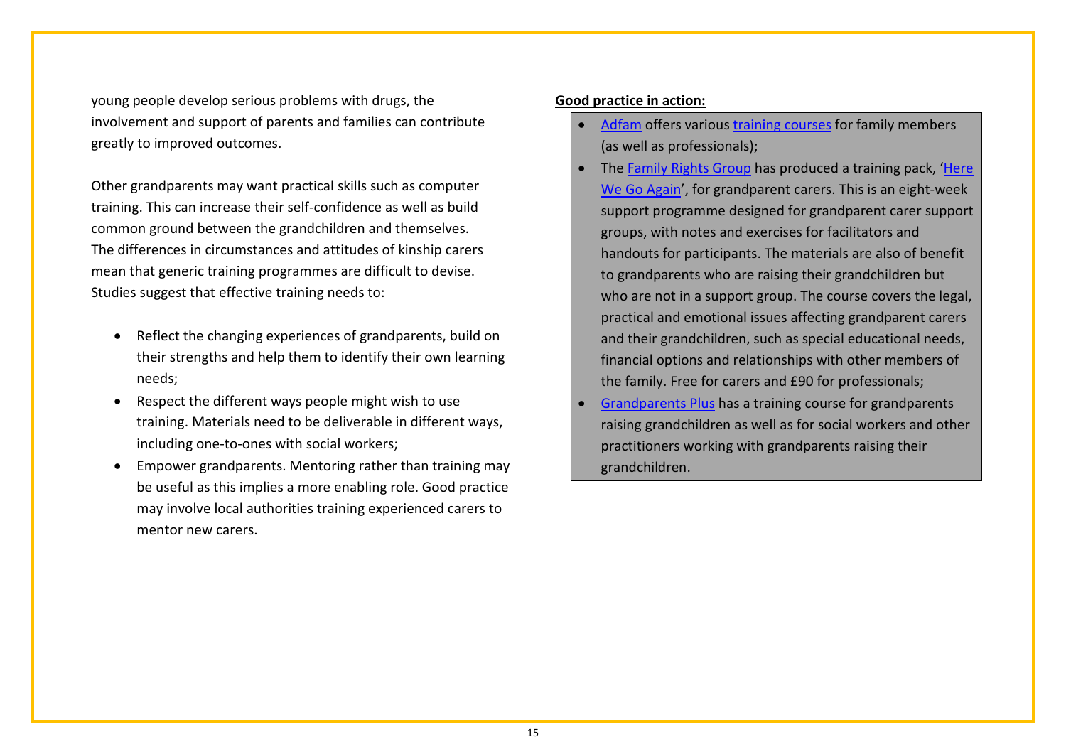young people develop serious problems with drugs, the involvement and support of parents and families can contribute greatly to improved outcomes.

Other grandparents may want practical skills such as computer training. This can increase their self-confidence as well as build common ground between the grandchildren and themselves. The differences in circumstances and attitudes of kinship carers mean that generic training programmes are difficult to devise. Studies suggest that effective training needs to:

- Reflect the changing experiences of grandparents, build on their strengths and help them to identify their own learning needs;
- Respect the different ways people might wish to use training. Materials need to be deliverable in different ways, including one-to-ones with social workers;
- Empower grandparents. Mentoring rather than training may be useful as this implies a more enabling role. Good practice may involve local authorities training experienced carers to mentor new carers.

**Good practice in action:**

- Adfam offers various training courses for family members (as well as professionals);
- The Family Rights Group has produced a training pack, 'Here We Go Again', for grandparent carers. This is an eight-week support programme designed for grandparent carer support groups, with notes and exercises for facilitators and handouts for participants. The materials are also of benefit to grandparents who are raising their grandchildren but who are not in a support group. The course covers the legal, practical and emotional issues affecting grandparent carers and their grandchildren, such as special educational needs, financial options and relationships with other members of the family. Free for carers and £90 for professionals;
- Grandparents Plus has a training course for grandparents raising grandchildren as well as for social workers and other practitioners working with grandparents raising their grandchildren.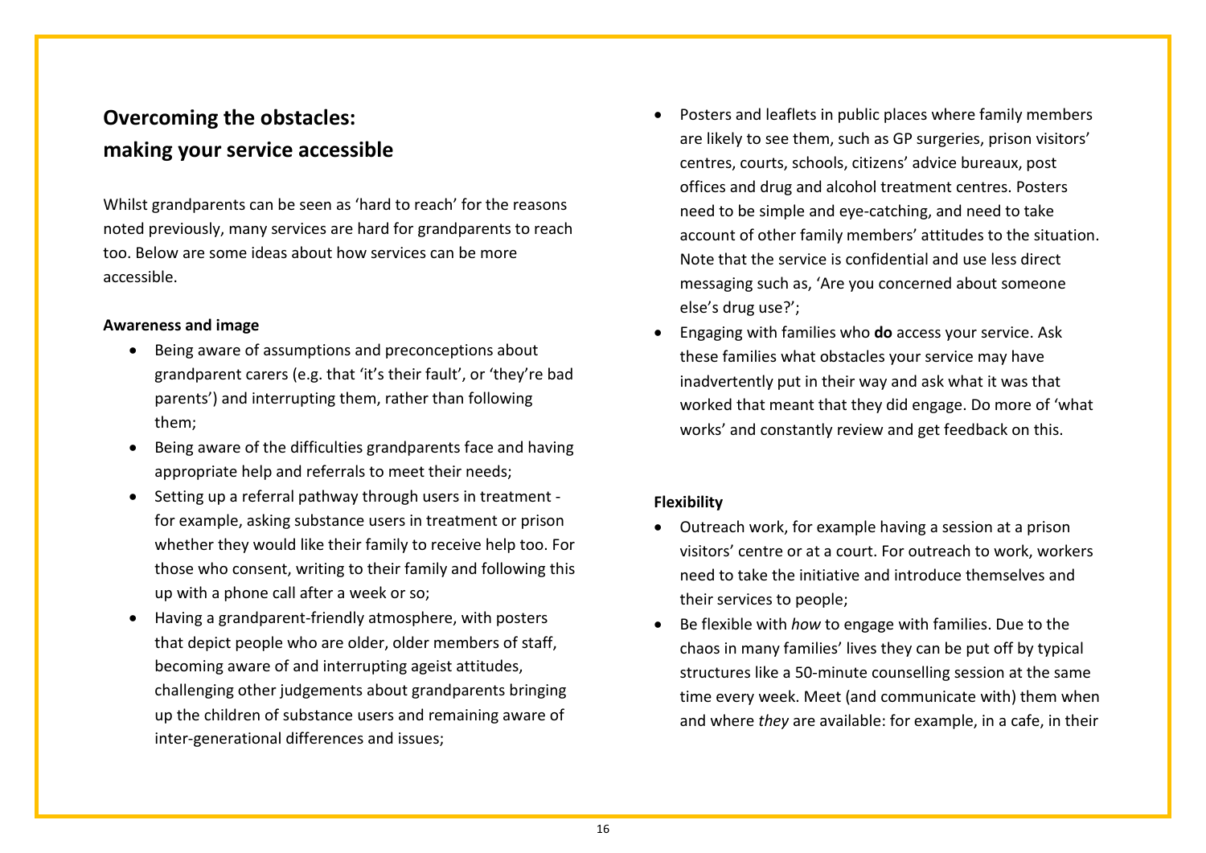## Overcoming the obstacles: making your service accessible

Whilst grandparents can be seen as 'hard to reach' for the reasons noted previously, many services are hard for grandparents to reach too. Below are some ideas about how services can be more accessible.

**Awareness and image**

- Being aware of assumptions and preconceptions about grandparent carers (e.g. that 'it's their fault', or 'they're bad parents') and interrupting them, rather than following them;
- Being aware of the difficulties grandparents face and having appropriate help and referrals to meet their needs;
- Setting up a referral pathway through users in treatment - for example, asking substance users in treatment or prison whether they would like their family to receive help too. For those who consent, writing to their family and following this up with a phone call after a week or so;
- Having a grandparent-friendly atmosphere, with posters that depict people who are older, older members of staff, becoming aware of and interrupting ageist attitudes, challenging other judgements about grandparents bringing up the children of substance users and remaining aware of inter-generational differences and issues;
- Posters and leaflets in public places where family members are likely to see them, such as GP surgeries, prison visitors' centres, courts, schools, citizens' advice bureaux, post offices and drug and alcohol treatment centres. Posters need to be simple and eye-catching, and need to take account of other family members' attitudes to the situation. Note that the service is confidential and use less direct messaging such as, 'Are you concerned about someone else's drug use?';
- Engaging with families who **do** access your service. Ask these families what obstacles your service may have inadvertently put in their way and ask what it was that worked that meant that they did engage. Do more of 'what works' and constantly review and get feedback on this.

**Flexibility**

- Outreach work, for example having a session at a prison visitors' centre or at a court. For outreach to work, workers need to take the initiative and introduce themselves and their services to people;
- Be flexible with *how* to engage with families. Due to the chaos in many families' lives they can be put off by typical structures like a 50-minute counselling session at the same time every week. Meet (and communicate with) them when and where *they* are available: for example, in a cafe, in their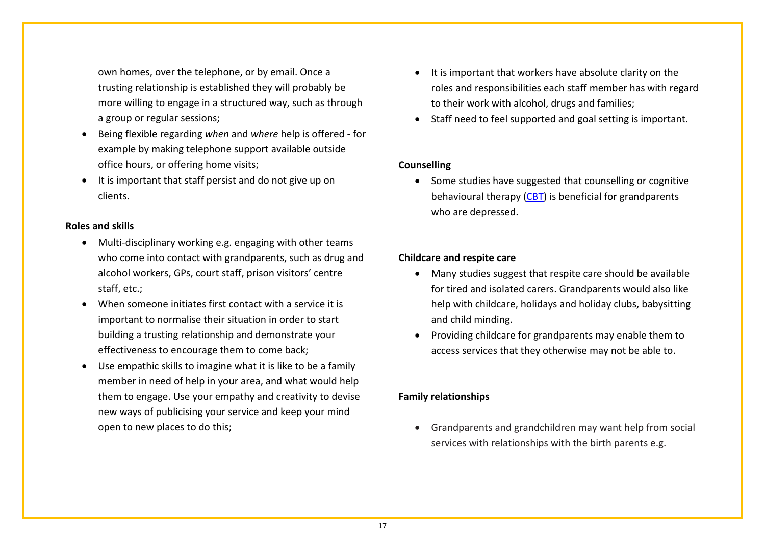own homes, over the telephone, or by email. Once a trusting relationship is established they will probably be more willing to engage in a structured way, such as through a group or regular sessions;

- Being flexible regarding *when* and *where* help is offered - for example by making telephone support available outside office hours, or offering home visits;
- It is important that staff persist and do not give up on clients.

**Roles and skills**

- Multi-disciplinary working e.g. engaging with other teams who come into contact with grandparents, such as drug and alcohol workers, GPs, court staff, prison visitors' centre staff, etc.;
- When someone initiates first contact with a service it is important to normalise their situation in order to start building a trusting relationship and demonstrate your effectiveness to encourage them to come back;
- Use empathic skills to imagine what it is like to be a family member in need of help in your area, and what would help them to engage. Use your empathy and creativity to devise new ways of publicising your service and keep your mind open to new places to do this;
- It is important that workers have absolute clarity on the roles and responsibilities each staff member has with regard to their work with alcohol, drugs and families;
- Staff need to feel supported and goal setting is important.

**Counselling**

- Some studies have suggested that counselling or cognitive behavioural therapy (CBT) is beneficial for grandparents who are depressed.

**Childcare and respite care**

- Many studies suggest that respite care should be available for tired and isolated carers. Grandparents would also like help with childcare, holidays and holiday clubs, babysitting and child minding.
- Providing childcare for grandparents may enable them to access services that they otherwise may not be able to.

**Family relationships**

- Grandparents and grandchildren may want help from social services with relationships with the birth parents e.g.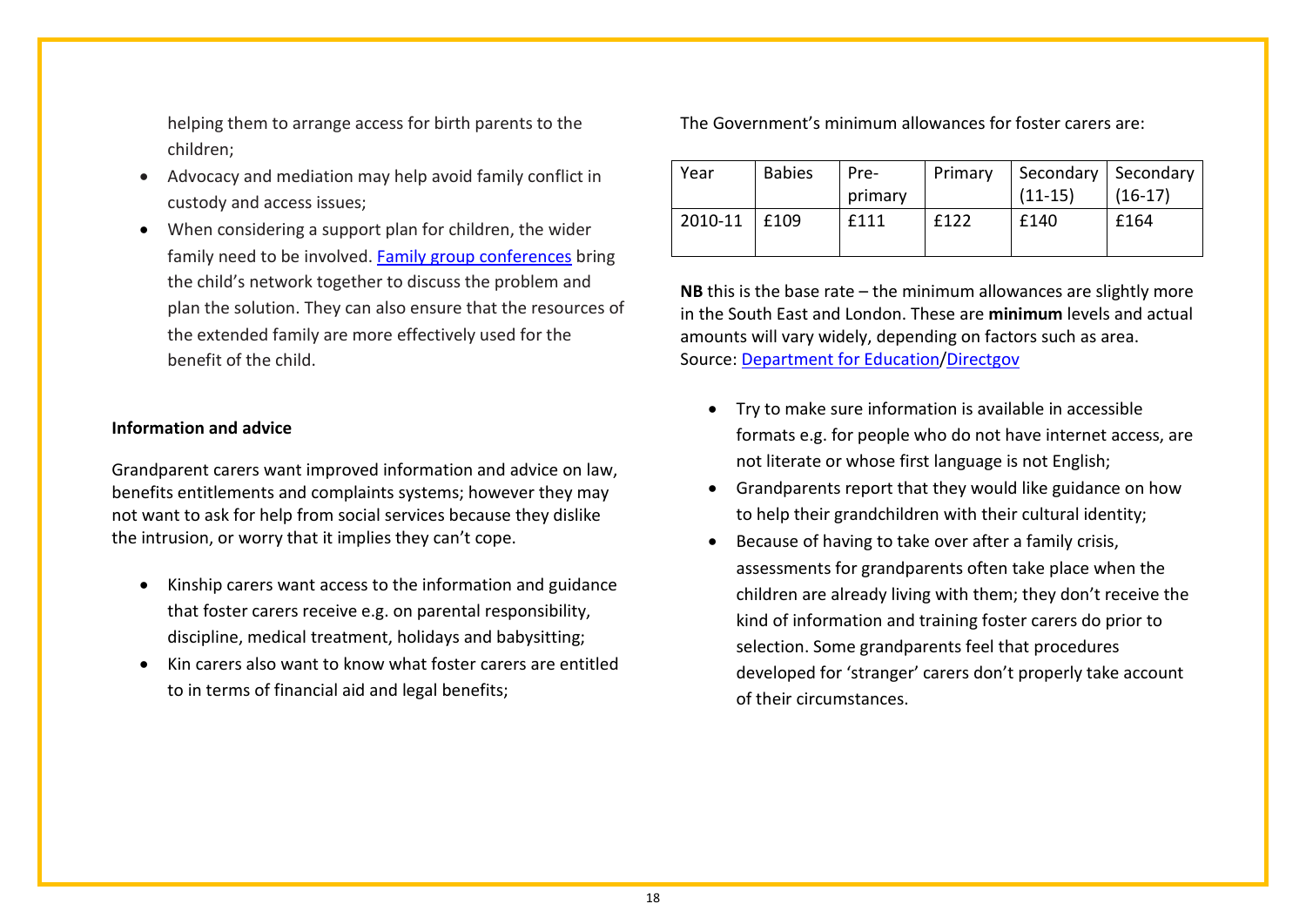helping them to arrange access for birth parents to the children;

- Advocacy and mediation may help avoid family conflict in custody and access issues;
- When considering a support plan for children, the wider family need to be involved. Family group conferences bring the child's network together to discuss the problem and plan the solution. They can also ensure that the resources of the extended family are more effectively used for the benefit of the child.

**Information and advice**

Grandparent carers want improved information and advice on law, benefits entitlements and complaints systems; however they may not want to ask for help from social services because they dislike the intrusion, or worry that it implies they can't cope.

- Kinship carers want access to the information and guidance that foster carers receive e.g. on parental responsibility, discipline, medical treatment, holidays and babysitting;
- Kin carers also want to know what foster carers are entitled to in terms of financial aid and legal benefits;

The Government's minimum allowances for foster carers are:

| Year | Babies | Pre-primary | Primary | Secondary (11-15) | Secondary (16-17) |
|---|---|---|---|---|---|
| 2010-11 | £109 | £111 | £122 | £140 | £164 |

**NB** this is the base rate – the minimum allowances are slightly more in the South East and London. These are **minimum** levels and actual amounts will vary widely, depending on factors such as area. Source: Department for Education/Directgov

- Try to make sure information is available in accessible formats e.g. for people who do not have internet access, are not literate or whose first language is not English;
- Grandparents report that they would like guidance on how to help their grandchildren with their cultural identity;
- Because of having to take over after a family crisis, assessments for grandparents often take place when the children are already living with them; they don't receive the kind of information and training foster carers do prior to selection. Some grandparents feel that procedures developed for 'stranger' carers don't properly take account of their circumstances.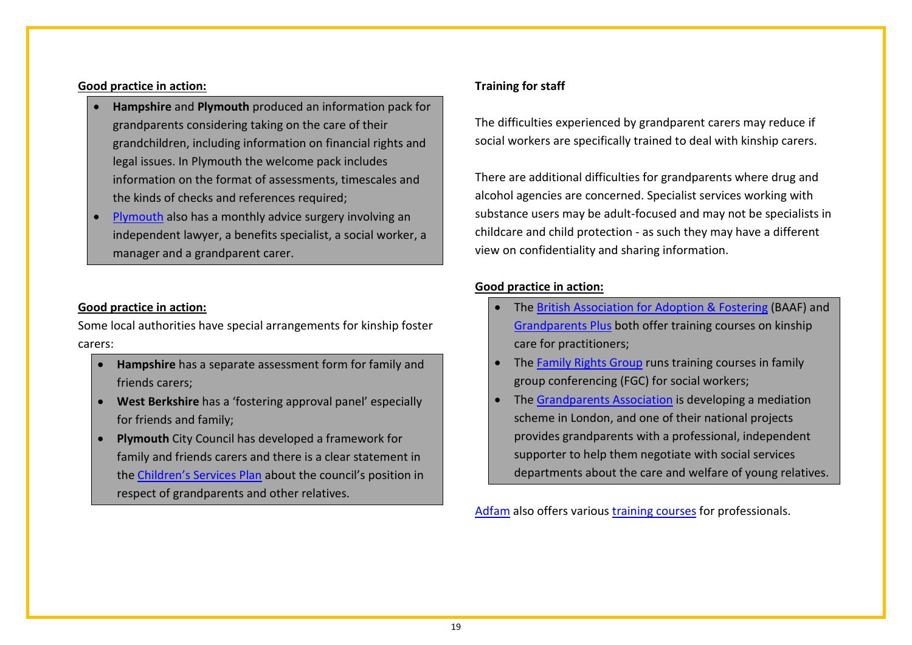**Good practice in action:**

- **Hampshire** and **Plymouth** produced an information pack for grandparents considering taking on the care of their grandchildren, including information on financial rights and legal issues. In Plymouth the welcome pack includes information on the format of assessments, timescales and the kinds of checks and references required;
- Plymouth also has a monthly advice surgery involving an independent lawyer, a benefits specialist, a social worker, a manager and a grandparent carer.

**Good practice in action:**

Some local authorities have special arrangements for kinship foster carers:

- **Hampshire** has a separate assessment form for family and friends carers;
- **West Berkshire** has a 'fostering approval panel' especially for friends and family;
- **Plymouth** City Council has developed a framework for family and friends carers and there is a clear statement in the Children's Services Plan about the council's position in respect of grandparents and other relatives.

**Training for staff**

The difficulties experienced by grandparent carers may reduce if social workers are specifically trained to deal with kinship carers.

There are additional difficulties for grandparents where drug and alcohol agencies are concerned. Specialist services working with substance users may be adult-focused and may not be specialists in childcare and child protection - as such they may have a different view on confidentiality and sharing information.

**Good practice in action:**

- The British Association for Adoption & Fostering (BAAF) and Grandparents Plus both offer training courses on kinship care for practitioners;
- The Family Rights Group runs training courses in family group conferencing (FGC) for social workers;
- The Grandparents Association is developing a mediation scheme in London, and one of their national projects provides grandparents with a professional, independent supporter to help them negotiate with social services departments about the care and welfare of young relatives.

Adfam also offers various training courses for professionals.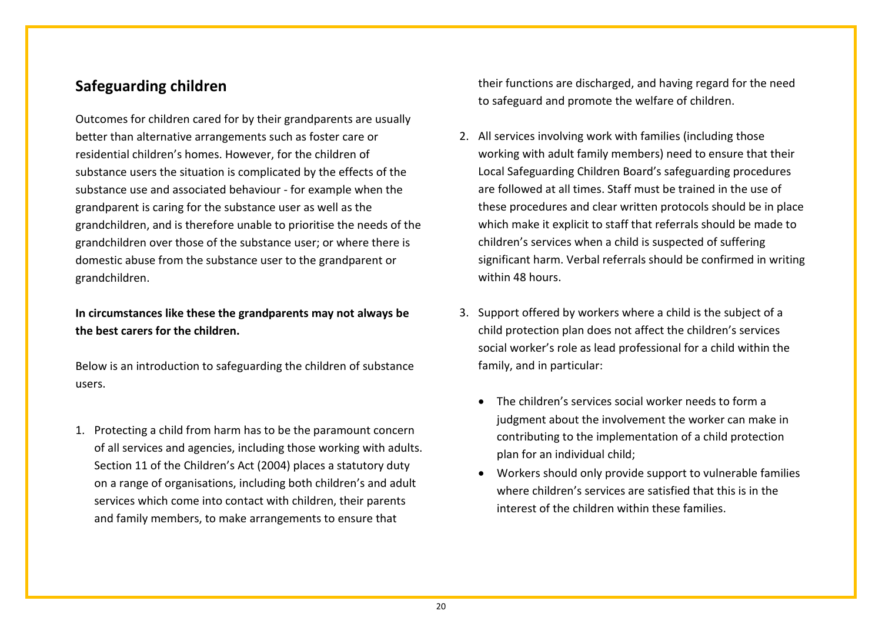## Safeguarding children

Outcomes for children cared for by their grandparents are usually better than alternative arrangements such as foster care or residential children's homes. However, for the children of substance users the situation is complicated by the effects of the substance use and associated behaviour - for example when the grandparent is caring for the substance user as well as the grandchildren, and is therefore unable to prioritise the needs of the grandchildren over those of the substance user; or where there is domestic abuse from the substance user to the grandparent or grandchildren.

**In circumstances like these the grandparents may not always be the best carers for the children.**

Below is an introduction to safeguarding the children of substance users.

1. Protecting a child from harm has to be the paramount concern of all services and agencies, including those working with adults. Section 11 of the Children's Act (2004) places a statutory duty on a range of organisations, including both children's and adult services which come into contact with children, their parents and family members, to make arrangements to ensure that their functions are discharged, and having regard for the need to safeguard and promote the welfare of children.

2. All services involving work with families (including those working with adult family members) need to ensure that their Local Safeguarding Children Board's safeguarding procedures are followed at all times. Staff must be trained in the use of these procedures and clear written protocols should be in place which make it explicit to staff that referrals should be made to children's services when a child is suspected of suffering significant harm. Verbal referrals should be confirmed in writing within 48 hours.

3. Support offered by workers where a child is the subject of a child protection plan does not affect the children's services social worker's role as lead professional for a child within the family, and in particular:

   - The children's services social worker needs to form a judgment about the involvement the worker can make in contributing to the implementation of a child protection plan for an individual child;
   - Workers should only provide support to vulnerable families where children's services are satisfied that this is in the interest of the children within these families.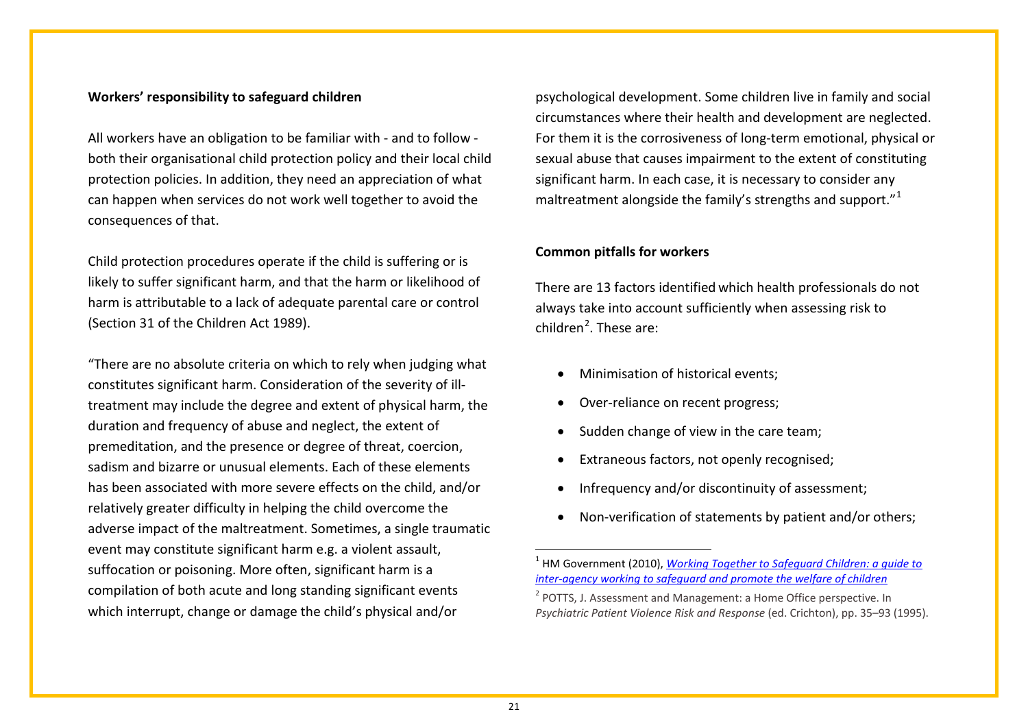**Workers' responsibility to safeguard children**

All workers have an obligation to be familiar with - and to follow - both their organisational child protection policy and their local child protection policies. In addition, they need an appreciation of what can happen when services do not work well together to avoid the consequences of that.

Child protection procedures operate if the child is suffering or is likely to suffer significant harm, and that the harm or likelihood of harm is attributable to a lack of adequate parental care or control (Section 31 of the Children Act 1989).

"There are no absolute criteria on which to rely when judging what constitutes significant harm. Consideration of the severity of ill-treatment may include the degree and extent of physical harm, the duration and frequency of abuse and neglect, the extent of premeditation, and the presence or degree of threat, coercion, sadism and bizarre or unusual elements. Each of these elements has been associated with more severe effects on the child, and/or relatively greater difficulty in helping the child overcome the adverse impact of the maltreatment. Sometimes, a single traumatic event may constitute significant harm e.g. a violent assault, suffocation or poisoning. More often, significant harm is a compilation of both acute and long standing significant events which interrupt, change or damage the child's physical and/or psychological development. Some children live in family and social circumstances where their health and development are neglected. For them it is the corrosiveness of long-term emotional, physical or sexual abuse that causes impairment to the extent of constituting significant harm. In each case, it is necessary to consider any maltreatment alongside the family's strengths and support."[1]

**Common pitfalls for workers**

There are 13 factors identified which health professionals do not always take into account sufficiently when assessing risk to children[2]. These are:

- Minimisation of historical events;
- Over-reliance on recent progress;
- Sudden change of view in the care team;
- Extraneous factors, not openly recognised;
- Infrequency and/or discontinuity of assessment;
- Non-verification of statements by patient and/or others;

[1] HM Government (2010), *Working Together to Safeguard Children: a guide to inter-agency working to safeguard and promote the welfare of children*

[2] POTTS, J. Assessment and Management: a Home Office perspective. In *Psychiatric Patient Violence Risk and Response* (ed. Crichton), pp. 35–93 (1995).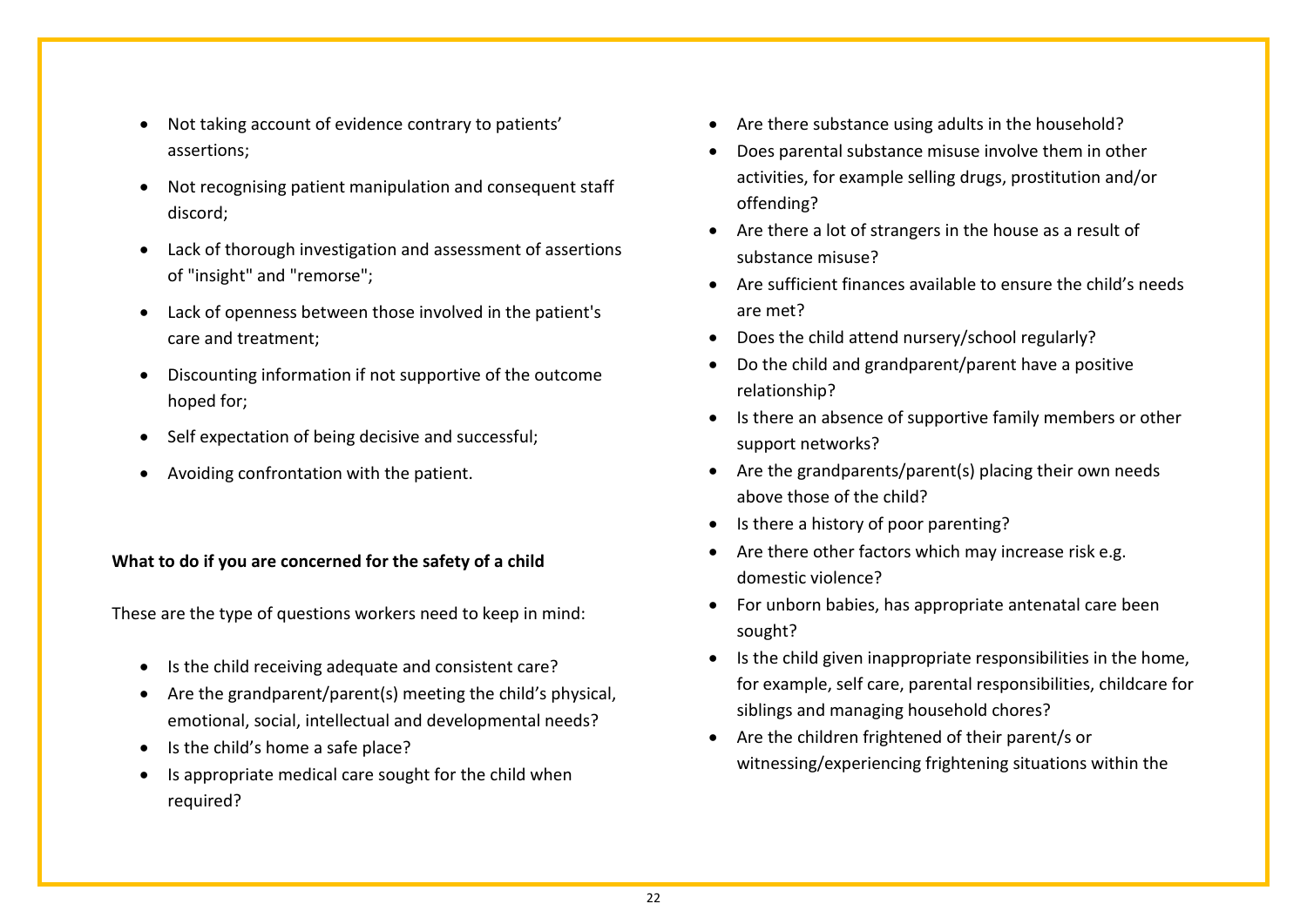- Not taking account of evidence contrary to patients' assertions;
- Not recognising patient manipulation and consequent staff discord;
- Lack of thorough investigation and assessment of assertions of "insight" and "remorse";
- Lack of openness between those involved in the patient's care and treatment;
- Discounting information if not supportive of the outcome hoped for;
- Self expectation of being decisive and successful;
- Avoiding confrontation with the patient.

**What to do if you are concerned for the safety of a child**

These are the type of questions workers need to keep in mind:

- Is the child receiving adequate and consistent care?
- Are the grandparent/parent(s) meeting the child's physical, emotional, social, intellectual and developmental needs?
- Is the child's home a safe place?
- Is appropriate medical care sought for the child when required?
- Are there substance using adults in the household?
- Does parental substance misuse involve them in other activities, for example selling drugs, prostitution and/or offending?
- Are there a lot of strangers in the house as a result of substance misuse?
- Are sufficient finances available to ensure the child's needs are met?
- Does the child attend nursery/school regularly?
- Do the child and grandparent/parent have a positive relationship?
- Is there an absence of supportive family members or other support networks?
- Are the grandparents/parent(s) placing their own needs above those of the child?
- Is there a history of poor parenting?
- Are there other factors which may increase risk e.g. domestic violence?
- For unborn babies, has appropriate antenatal care been sought?
- Is the child given inappropriate responsibilities in the home, for example, self care, parental responsibilities, childcare for siblings and managing household chores?
- Are the children frightened of their parent/s or witnessing/experiencing frightening situations within the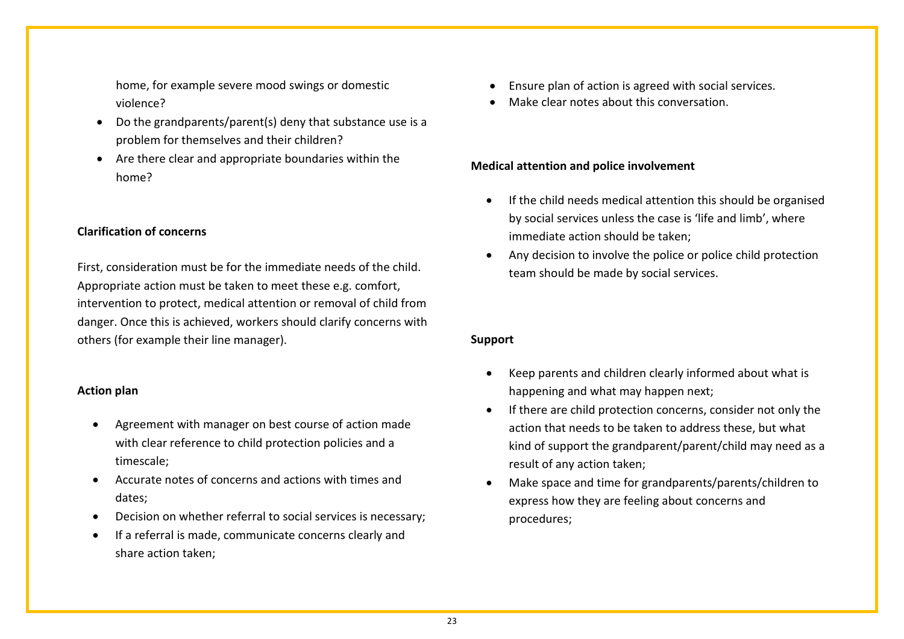home, for example severe mood swings or domestic violence?

- Do the grandparents/parent(s) deny that substance use is a problem for themselves and their children?
- Are there clear and appropriate boundaries within the home?

**Clarification of concerns**

First, consideration must be for the immediate needs of the child. Appropriate action must be taken to meet these e.g. comfort, intervention to protect, medical attention or removal of child from danger. Once this is achieved, workers should clarify concerns with others (for example their line manager).

**Action plan**

- Agreement with manager on best course of action made with clear reference to child protection policies and a timescale;
- Accurate notes of concerns and actions with times and dates;
- Decision on whether referral to social services is necessary;
- If a referral is made, communicate concerns clearly and share action taken;
- Ensure plan of action is agreed with social services.
- Make clear notes about this conversation.

**Medical attention and police involvement**

- If the child needs medical attention this should be organised by social services unless the case is 'life and limb', where immediate action should be taken;
- Any decision to involve the police or police child protection team should be made by social services.

**Support**

- Keep parents and children clearly informed about what is happening and what may happen next;
- If there are child protection concerns, consider not only the action that needs to be taken to address these, but what kind of support the grandparent/parent/child may need as a result of any action taken;
- Make space and time for grandparents/parents/children to express how they are feeling about concerns and procedures;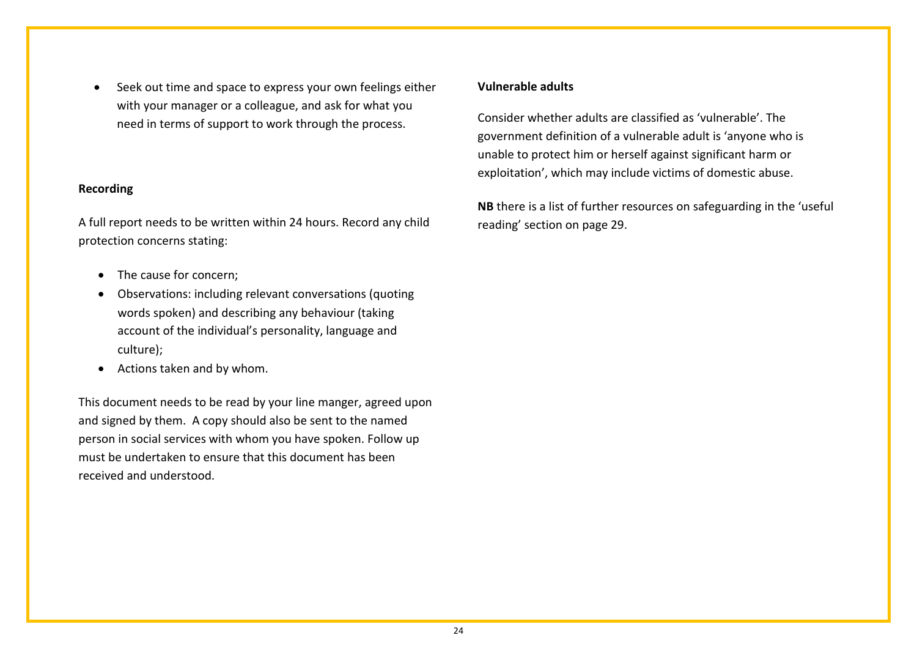- Seek out time and space to express your own feelings either with your manager or a colleague, and ask for what you need in terms of support to work through the process.

**Recording**

A full report needs to be written within 24 hours. Record any child protection concerns stating:

- The cause for concern;
- Observations: including relevant conversations (quoting words spoken) and describing any behaviour (taking account of the individual's personality, language and culture);
- Actions taken and by whom.

This document needs to be read by your line manger, agreed upon and signed by them. A copy should also be sent to the named person in social services with whom you have spoken. Follow up must be undertaken to ensure that this document has been received and understood.

**Vulnerable adults**

Consider whether adults are classified as 'vulnerable'. The government definition of a vulnerable adult is 'anyone who is unable to protect him or herself against significant harm or exploitation', which may include victims of domestic abuse.

**NB** there is a list of further resources on safeguarding in the 'useful reading' section on page 29.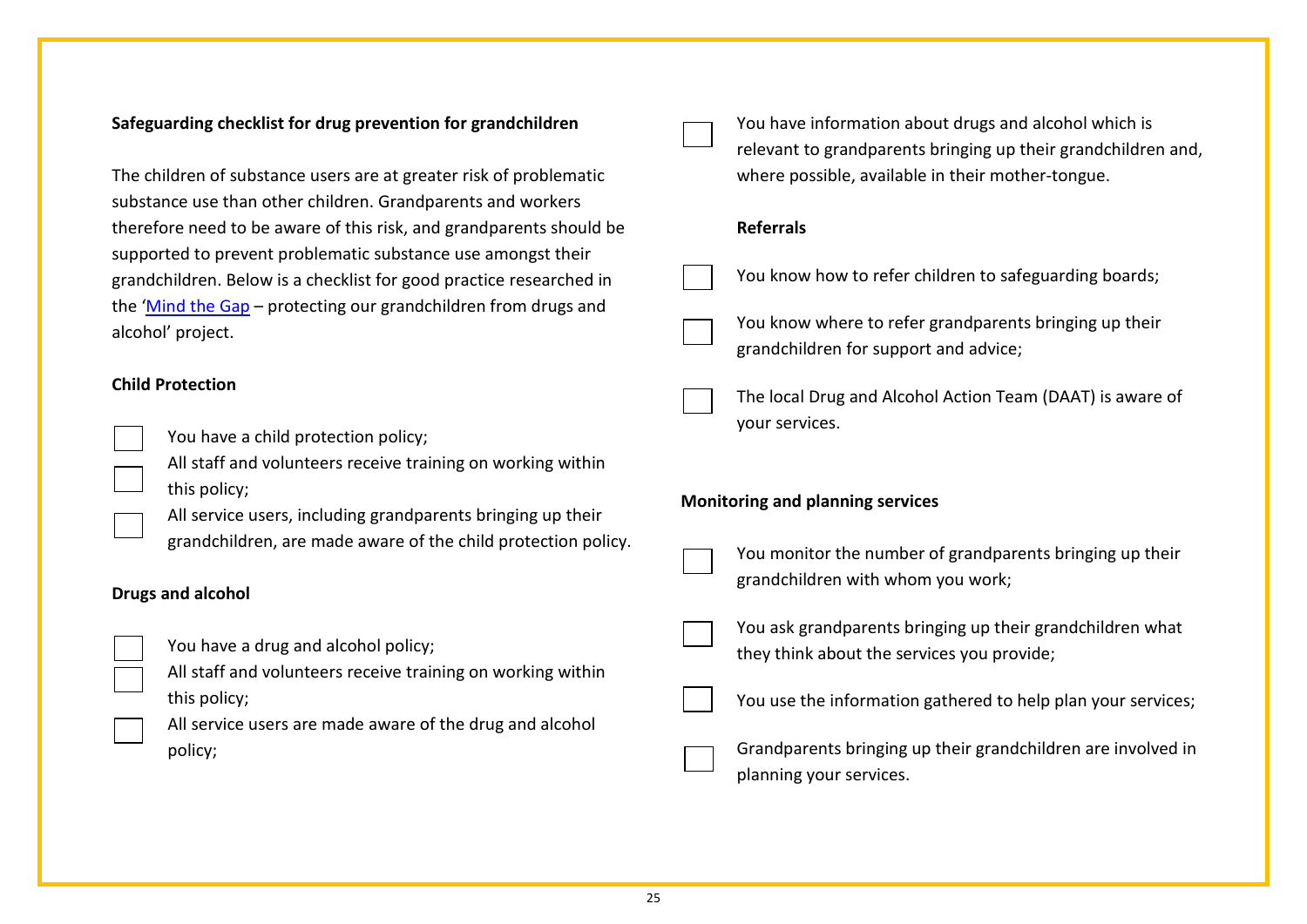**Safeguarding checklist for drug prevention for grandchildren**

The children of substance users are at greater risk of problematic substance use than other children. Grandparents and workers therefore need to be aware of this risk, and grandparents should be supported to prevent problematic substance use amongst their grandchildren. Below is a checklist for good practice researched in the 'Mind the Gap – protecting our grandchildren from drugs and alcohol' project.

**Child Protection**

- [ ] You have a child protection policy;
- [ ] All staff and volunteers receive training on working within this policy;
- [ ] All service users, including grandparents bringing up their grandchildren, are made aware of the child protection policy.

**Drugs and alcohol**

- [ ] You have a drug and alcohol policy;
- [ ] All staff and volunteers receive training on working within this policy;
- [ ] All service users are made aware of the drug and alcohol policy;
- [ ] You have information about drugs and alcohol which is relevant to grandparents bringing up their grandchildren and, where possible, available in their mother-tongue.

**Referrals**

- [ ] You know how to refer children to safeguarding boards;
- [ ] You know where to refer grandparents bringing up their grandchildren for support and advice;
- [ ] The local Drug and Alcohol Action Team (DAAT) is aware of your services.

**Monitoring and planning services**

- [ ] You monitor the number of grandparents bringing up their grandchildren with whom you work;
- [ ] You ask grandparents bringing up their grandchildren what they think about the services you provide;
- [ ] You use the information gathered to help plan your services;
- [ ] Grandparents bringing up their grandchildren are involved in planning your services.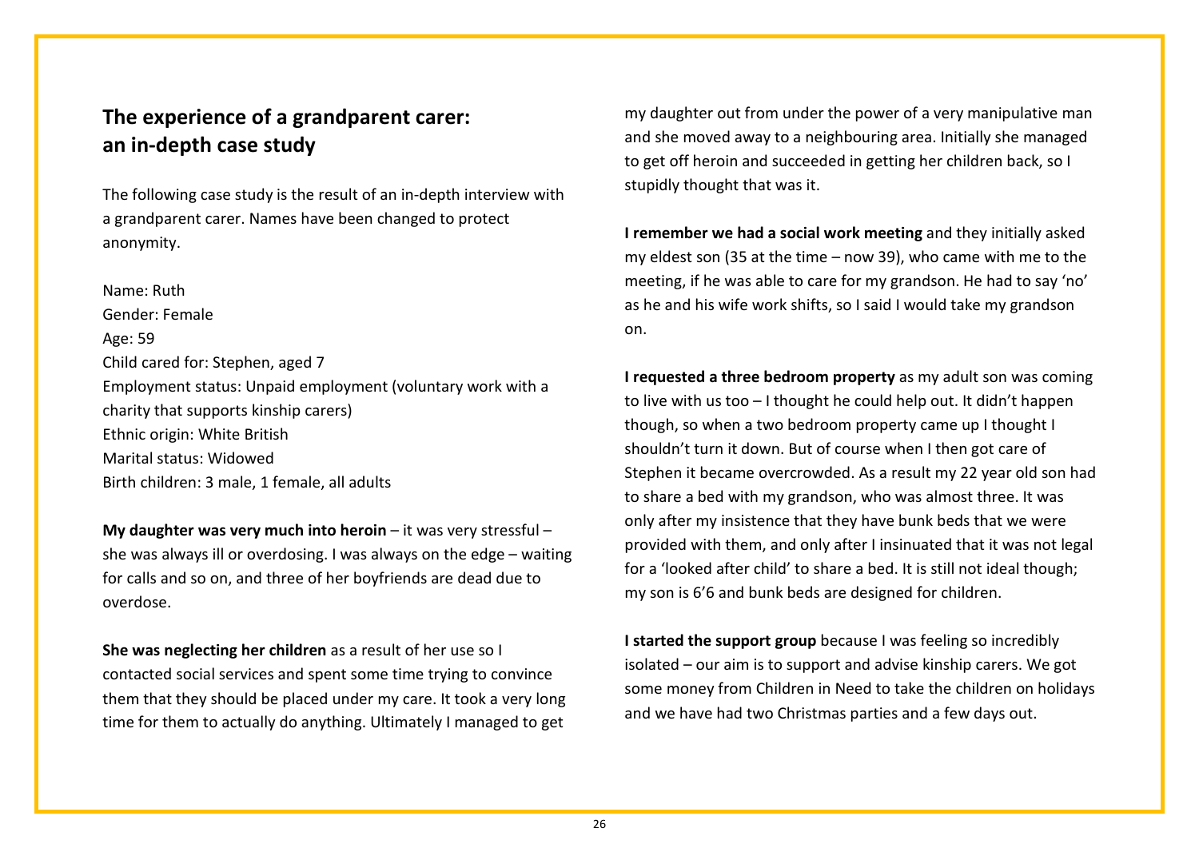## The experience of a grandparent carer: an in-depth case study

The following case study is the result of an in-depth interview with a grandparent carer. Names have been changed to protect anonymity.

Name: Ruth
Gender: Female
Age: 59
Child cared for: Stephen, aged 7
Employment status: Unpaid employment (voluntary work with a charity that supports kinship carers)
Ethnic origin: White British
Marital status: Widowed
Birth children: 3 male, 1 female, all adults

**My daughter was very much into heroin** – it was very stressful – she was always ill or overdosing. I was always on the edge – waiting for calls and so on, and three of her boyfriends are dead due to overdose.

**She was neglecting her children** as a result of her use so I contacted social services and spent some time trying to convince them that they should be placed under my care. It took a very long time for them to actually do anything. Ultimately I managed to get my daughter out from under the power of a very manipulative man and she moved away to a neighbouring area. Initially she managed to get off heroin and succeeded in getting her children back, so I stupidly thought that was it.

**I remember we had a social work meeting** and they initially asked my eldest son (35 at the time – now 39), who came with me to the meeting, if he was able to care for my grandson. He had to say 'no' as he and his wife work shifts, so I said I would take my grandson on.

**I requested a three bedroom property** as my adult son was coming to live with us too – I thought he could help out. It didn't happen though, so when a two bedroom property came up I thought I shouldn't turn it down. But of course when I then got care of Stephen it became overcrowded. As a result my 22 year old son had to share a bed with my grandson, who was almost three. It was only after my insistence that they have bunk beds that we were provided with them, and only after I insinuated that it was not legal for a 'looked after child' to share a bed. It is still not ideal though; my son is 6'6 and bunk beds are designed for children.

**I started the support group** because I was feeling so incredibly isolated – our aim is to support and advise kinship carers. We got some money from Children in Need to take the children on holidays and we have had two Christmas parties and a few days out.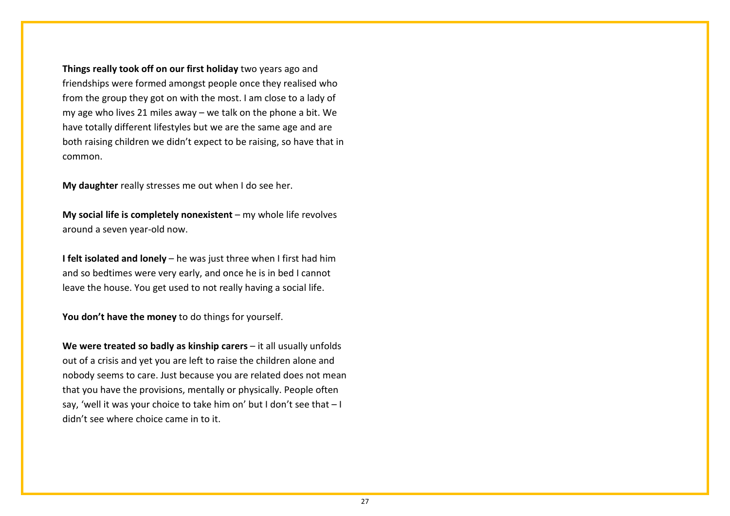**Things really took off on our first holiday** two years ago and friendships were formed amongst people once they realised who from the group they got on with the most. I am close to a lady of my age who lives 21 miles away – we talk on the phone a bit. We have totally different lifestyles but we are the same age and are both raising children we didn't expect to be raising, so have that in common.

**My daughter** really stresses me out when I do see her.

**My social life is completely nonexistent** – my whole life revolves around a seven year-old now.

**I felt isolated and lonely** – he was just three when I first had him and so bedtimes were very early, and once he is in bed I cannot leave the house. You get used to not really having a social life.

**You don't have the money** to do things for yourself.

**We were treated so badly as kinship carers** – it all usually unfolds out of a crisis and yet you are left to raise the children alone and nobody seems to care. Just because you are related does not mean that you have the provisions, mentally or physically. People often say, 'well it was your choice to take him on' but I don't see that – I didn't see where choice came in to it.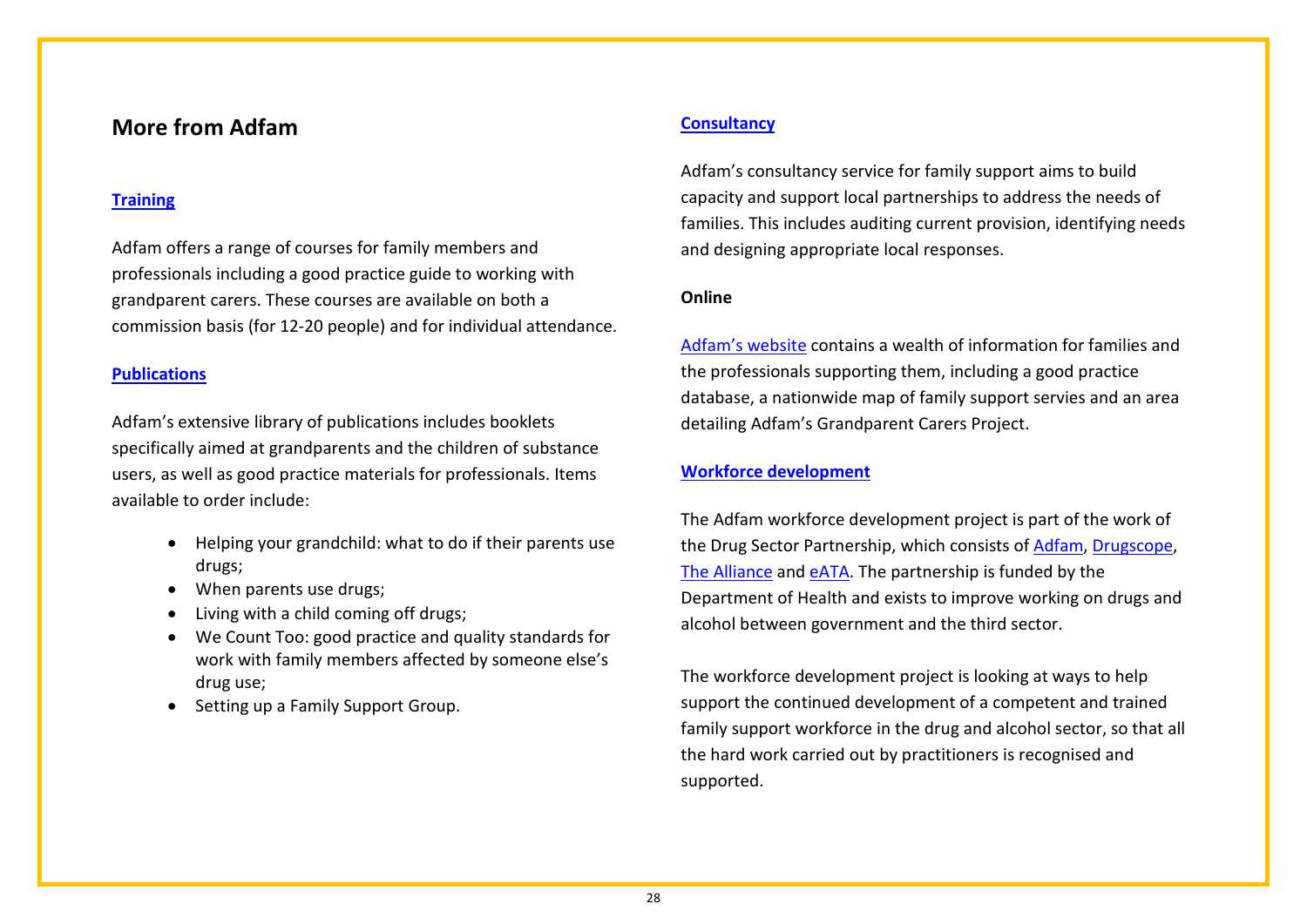## More from Adfam

### Training

Adfam offers a range of courses for family members and professionals including a good practice guide to working with grandparent carers. These courses are available on both a commission basis (for 12-20 people) and for individual attendance.

### Publications

Adfam's extensive library of publications includes booklets specifically aimed at grandparents and the children of substance users, as well as good practice materials for professionals. Items available to order include:

- Helping your grandchild: what to do if their parents use drugs;
- When parents use drugs;
- Living with a child coming off drugs;
- We Count Too: good practice and quality standards for work with family members affected by someone else's drug use;
- Setting up a Family Support Group.

### Consultancy

Adfam's consultancy service for family support aims to build capacity and support local partnerships to address the needs of families. This includes auditing current provision, identifying needs and designing appropriate local responses.

### Online

Adfam's website contains a wealth of information for families and the professionals supporting them, including a good practice database, a nationwide map of family support servies and an area detailing Adfam's Grandparent Carers Project.

### Workforce development

The Adfam workforce development project is part of the work of the Drug Sector Partnership, which consists of Adfam, Drugscope, The Alliance and eATA. The partnership is funded by the Department of Health and exists to improve working on drugs and alcohol between government and the third sector.

The workforce development project is looking at ways to help support the continued development of a competent and trained family support workforce in the drug and alcohol sector, so that all the hard work carried out by practitioners is recognised and supported.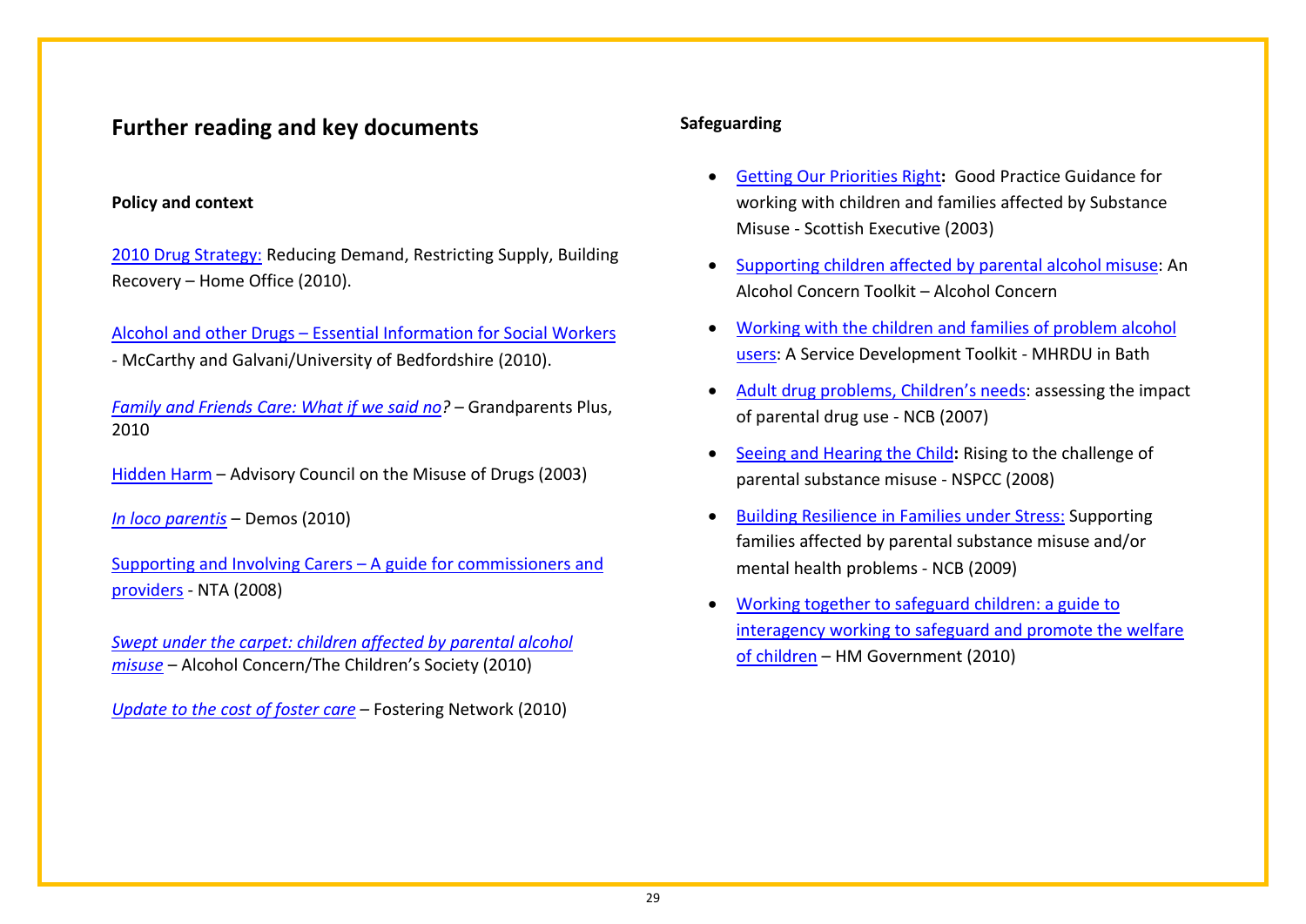## Further reading and key documents

### Policy and context

2010 Drug Strategy: Reducing Demand, Restricting Supply, Building Recovery – Home Office (2010).

Alcohol and other Drugs – Essential Information for Social Workers - McCarthy and Galvani/University of Bedfordshire (2010).

*Family and Friends Care: What if we said no?* – Grandparents Plus, 2010

Hidden Harm – Advisory Council on the Misuse of Drugs (2003)

*In loco parentis* – Demos (2010)

Supporting and Involving Carers – A guide for commissioners and providers - NTA (2008)

*Swept under the carpet: children affected by parental alcohol misuse* – Alcohol Concern/The Children's Society (2010)

*Update to the cost of foster care* – Fostering Network (2010)

### Safeguarding

- Getting Our Priorities Right**:** Good Practice Guidance for working with children and families affected by Substance Misuse - Scottish Executive (2003)
- Supporting children affected by parental alcohol misuse: An Alcohol Concern Toolkit – Alcohol Concern
- Working with the children and families of problem alcohol users: A Service Development Toolkit - MHRDU in Bath
- Adult drug problems, Children's needs: assessing the impact of parental drug use - NCB (2007)
- Seeing and Hearing the Child**:** Rising to the challenge of parental substance misuse - NSPCC (2008)
- Building Resilience in Families under Stress: Supporting families affected by parental substance misuse and/or mental health problems - NCB (2009)
- Working together to safeguard children: a guide to interagency working to safeguard and promote the welfare of children – HM Government (2010)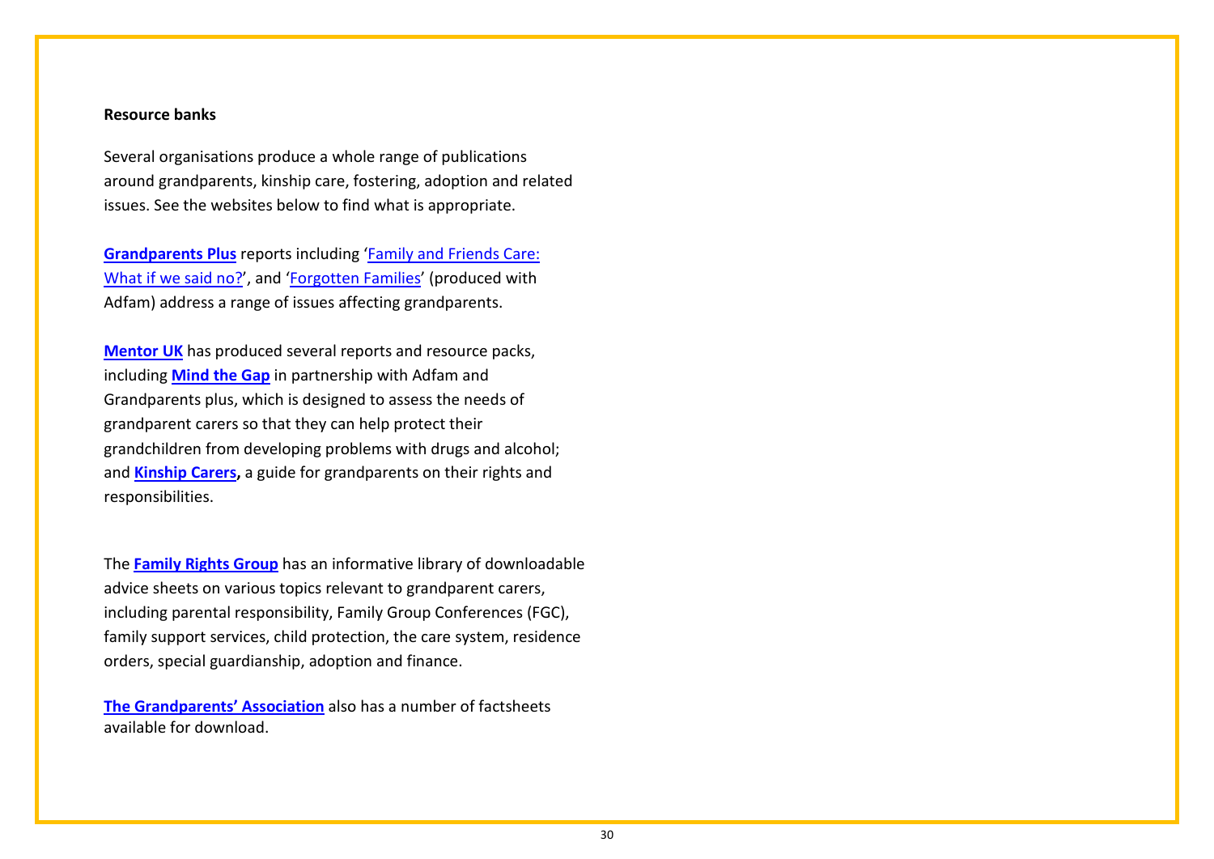**Resource banks**

Several organisations produce a whole range of publications around grandparents, kinship care, fostering, adoption and related issues. See the websites below to find what is appropriate.

**Grandparents Plus** reports including 'Family and Friends Care: What if we said no?', and 'Forgotten Families' (produced with Adfam) address a range of issues affecting grandparents.

**Mentor UK** has produced several reports and resource packs, including **Mind the Gap** in partnership with Adfam and Grandparents plus, which is designed to assess the needs of grandparent carers so that they can help protect their grandchildren from developing problems with drugs and alcohol; and **Kinship Carers,** a guide for grandparents on their rights and responsibilities.

The **Family Rights Group** has an informative library of downloadable advice sheets on various topics relevant to grandparent carers, including parental responsibility, Family Group Conferences (FGC), family support services, child protection, the care system, residence orders, special guardianship, adoption and finance.

**The Grandparents' Association** also has a number of factsheets available for download.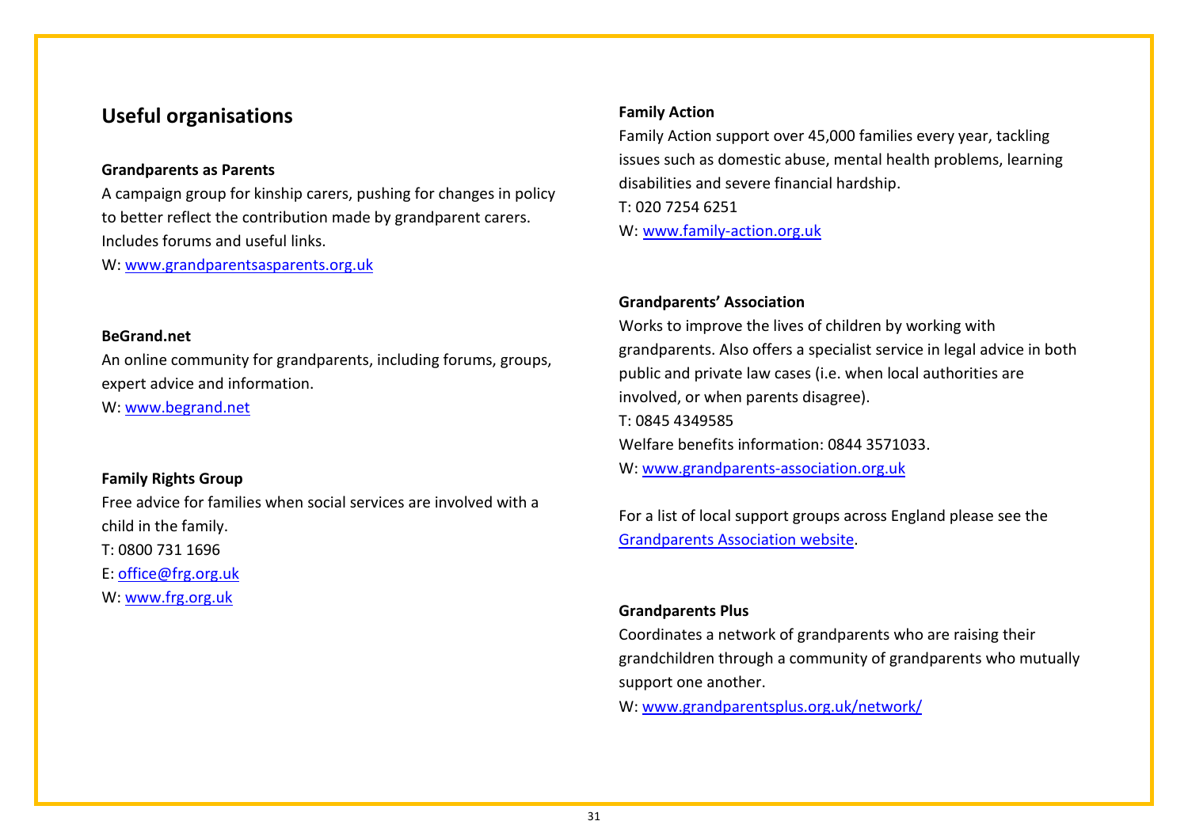## Useful organisations

**Grandparents as Parents**

A campaign group for kinship carers, pushing for changes in policy to better reflect the contribution made by grandparent carers. Includes forums and useful links.

W: www.grandparentsasparents.org.uk

**BeGrand.net**

An online community for grandparents, including forums, groups, expert advice and information.

W: www.begrand.net

**Family Rights Group**

Free advice for families when social services are involved with a child in the family.

T: 0800 731 1696

E: office@frg.org.uk

W: www.frg.org.uk

**Family Action**

Family Action support over 45,000 families every year, tackling issues such as domestic abuse, mental health problems, learning disabilities and severe financial hardship.

T: 020 7254 6251

W: www.family-action.org.uk

**Grandparents' Association**

Works to improve the lives of children by working with grandparents. Also offers a specialist service in legal advice in both public and private law cases (i.e. when local authorities are involved, or when parents disagree).

T: 0845 4349585

Welfare benefits information: 0844 3571033.

W: www.grandparents-association.org.uk

For a list of local support groups across England please see the Grandparents Association website.

**Grandparents Plus**

Coordinates a network of grandparents who are raising their grandchildren through a community of grandparents who mutually support one another.

W: www.grandparentsplus.org.uk/network/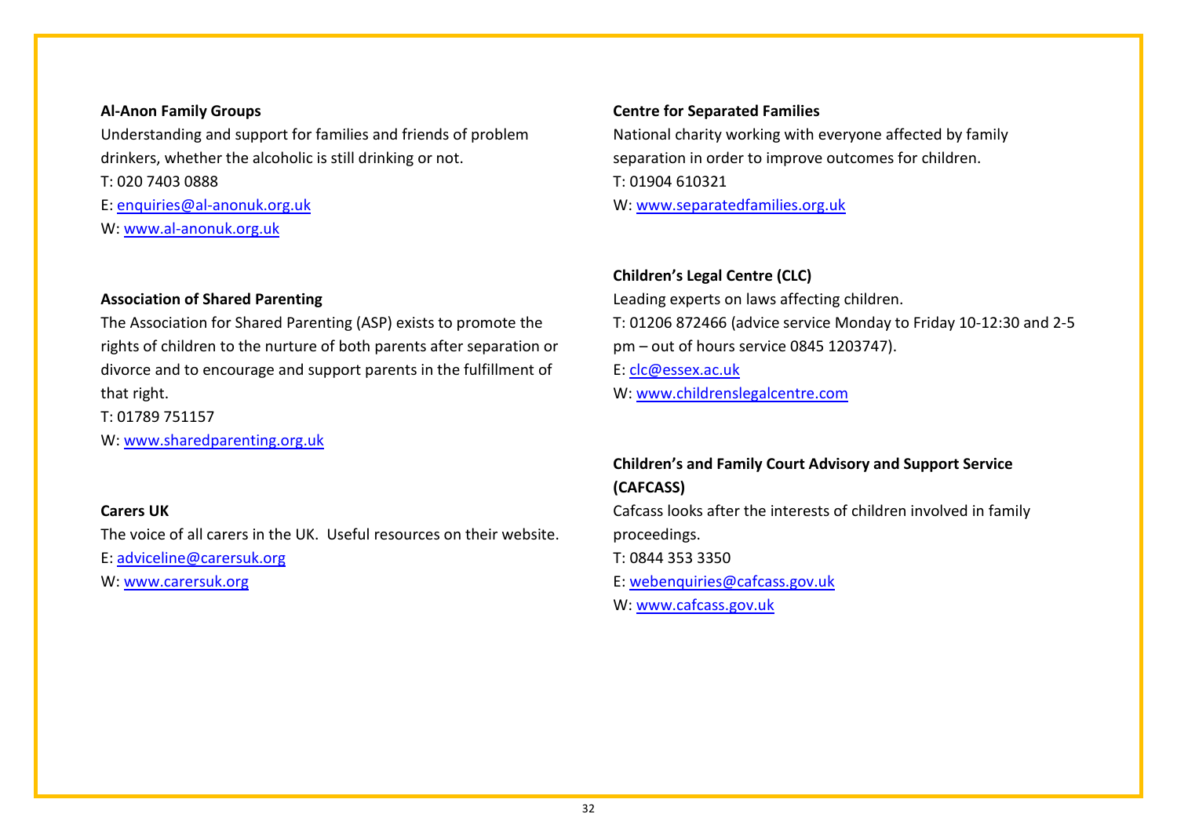**Al-Anon Family Groups**

Understanding and support for families and friends of problem drinkers, whether the alcoholic is still drinking or not.

T: 020 7403 0888

E: enquiries@al-anonuk.org.uk

W: www.al-anonuk.org.uk

**Association of Shared Parenting**

The Association for Shared Parenting (ASP) exists to promote the rights of children to the nurture of both parents after separation or divorce and to encourage and support parents in the fulfillment of that right.

T: 01789 751157

W: www.sharedparenting.org.uk

**Carers UK**

The voice of all carers in the UK. Useful resources on their website.

E: adviceline@carersuk.org

W: www.carersuk.org

**Centre for Separated Families**

National charity working with everyone affected by family separation in order to improve outcomes for children.

T: 01904 610321

W: www.separatedfamilies.org.uk

**Children's Legal Centre (CLC)**

Leading experts on laws affecting children.

T: 01206 872466 (advice service Monday to Friday 10-12:30 and 2-5 pm – out of hours service 0845 1203747).

E: clc@essex.ac.uk

W: www.childrenslegalcentre.com

**Children's and Family Court Advisory and Support Service (CAFCASS)**

Cafcass looks after the interests of children involved in family proceedings.

T: 0844 353 3350

E: webenquiries@cafcass.gov.uk

W: www.cafcass.gov.uk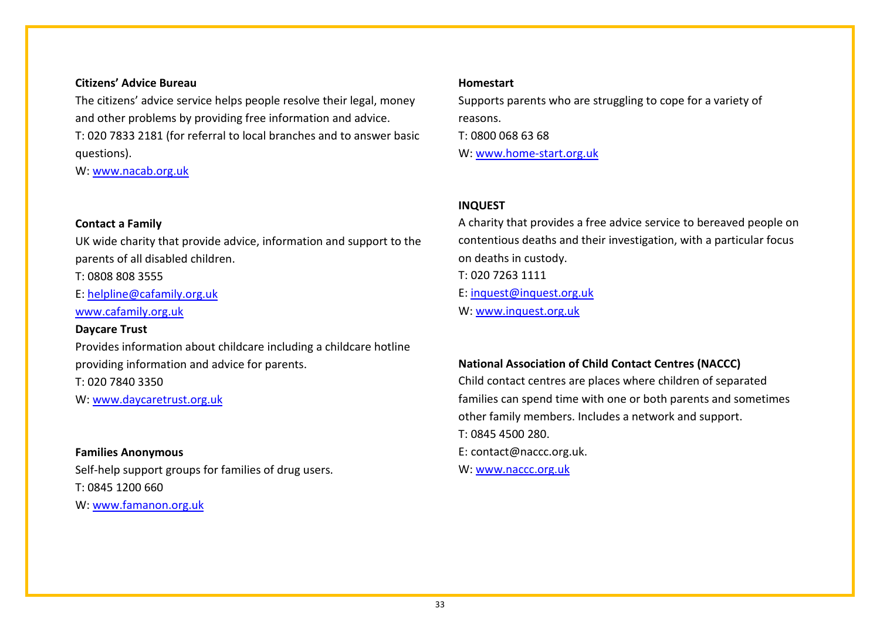**Citizens' Advice Bureau**

The citizens' advice service helps people resolve their legal, money and other problems by providing free information and advice.

T: 020 7833 2181 (for referral to local branches and to answer basic questions).

W: www.nacab.org.uk

**Contact a Family**

UK wide charity that provide advice, information and support to the parents of all disabled children.

T: 0808 808 3555

E: helpline@cafamily.org.uk

www.cafamily.org.uk

**Daycare Trust**

Provides information about childcare including a childcare hotline providing information and advice for parents.

T: 020 7840 3350

W: www.daycaretrust.org.uk

**Families Anonymous**

Self-help support groups for families of drug users.

T: 0845 1200 660

W: www.famanon.org.uk

**Homestart**

Supports parents who are struggling to cope for a variety of reasons.

T: 0800 068 63 68

W: www.home-start.org.uk

**INQUEST**

A charity that provides a free advice service to bereaved people on contentious deaths and their investigation, with a particular focus on deaths in custody.

T: 020 7263 1111

E: inquest@inquest.org.uk

W: www.inquest.org.uk

**National Association of Child Contact Centres (NACCC)**

Child contact centres are places where children of separated families can spend time with one or both parents and sometimes other family members. Includes a network and support.

T: 0845 4500 280.

E: contact@naccc.org.uk.

W: www.naccc.org.uk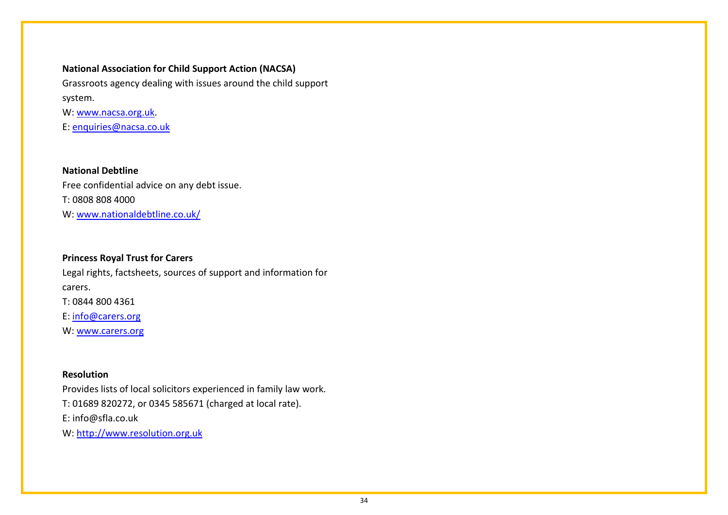**National Association for Child Support Action (NACSA)**

Grassroots agency dealing with issues around the child support system.

W: www.nacsa.org.uk.

E: enquiries@nacsa.co.uk

**National Debtline**

Free confidential advice on any debt issue.

T: 0808 808 4000

W: www.nationaldebtline.co.uk/

**Princess Royal Trust for Carers**

Legal rights, factsheets, sources of support and information for carers.

T: 0844 800 4361

E: info@carers.org

W: www.carers.org

**Resolution**

Provides lists of local solicitors experienced in family law work.

T: 01689 820272, or 0345 585671 (charged at local rate).

E: info@sfla.co.uk

W: http://www.resolution.org.uk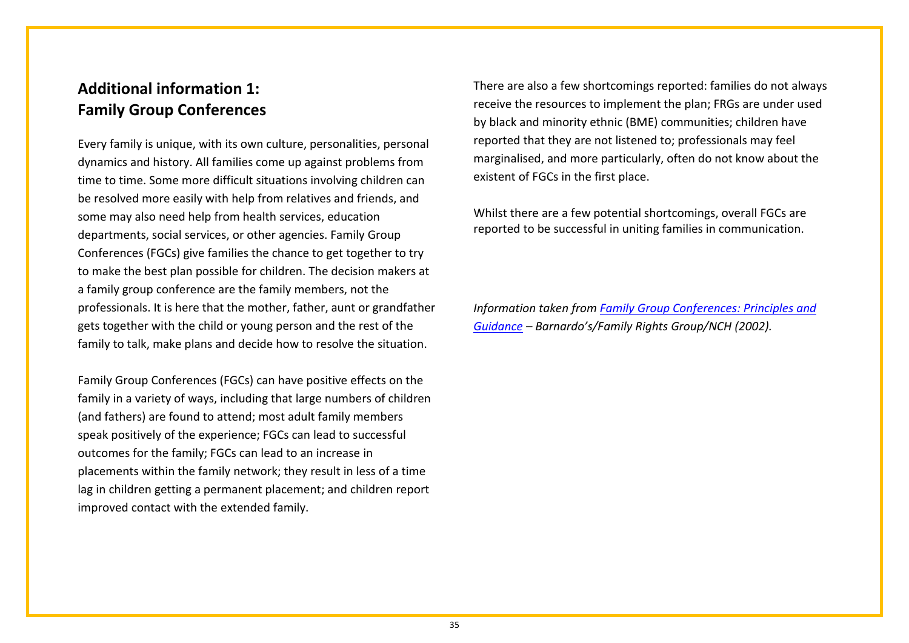## Additional information 1: Family Group Conferences

Every family is unique, with its own culture, personalities, personal dynamics and history. All families come up against problems from time to time. Some more difficult situations involving children can be resolved more easily with help from relatives and friends, and some may also need help from health services, education departments, social services, or other agencies. Family Group Conferences (FGCs) give families the chance to get together to try to make the best plan possible for children. The decision makers at a family group conference are the family members, not the professionals. It is here that the mother, father, aunt or grandfather gets together with the child or young person and the rest of the family to talk, make plans and decide how to resolve the situation.

Family Group Conferences (FGCs) can have positive effects on the family in a variety of ways, including that large numbers of children (and fathers) are found to attend; most adult family members speak positively of the experience; FGCs can lead to successful outcomes for the family; FGCs can lead to an increase in placements within the family network; they result in less of a time lag in children getting a permanent placement; and children report improved contact with the extended family.

There are also a few shortcomings reported: families do not always receive the resources to implement the plan; FRGs are under used by black and minority ethnic (BME) communities; children have reported that they are not listened to; professionals may feel marginalised, and more particularly, often do not know about the existent of FGCs in the first place.

Whilst there are a few potential shortcomings, overall FGCs are reported to be successful in uniting families in communication.

*Information taken from [Family Group Conferences: Principles and Guidance](#) – Barnardo's/Family Rights Group/NCH (2002).*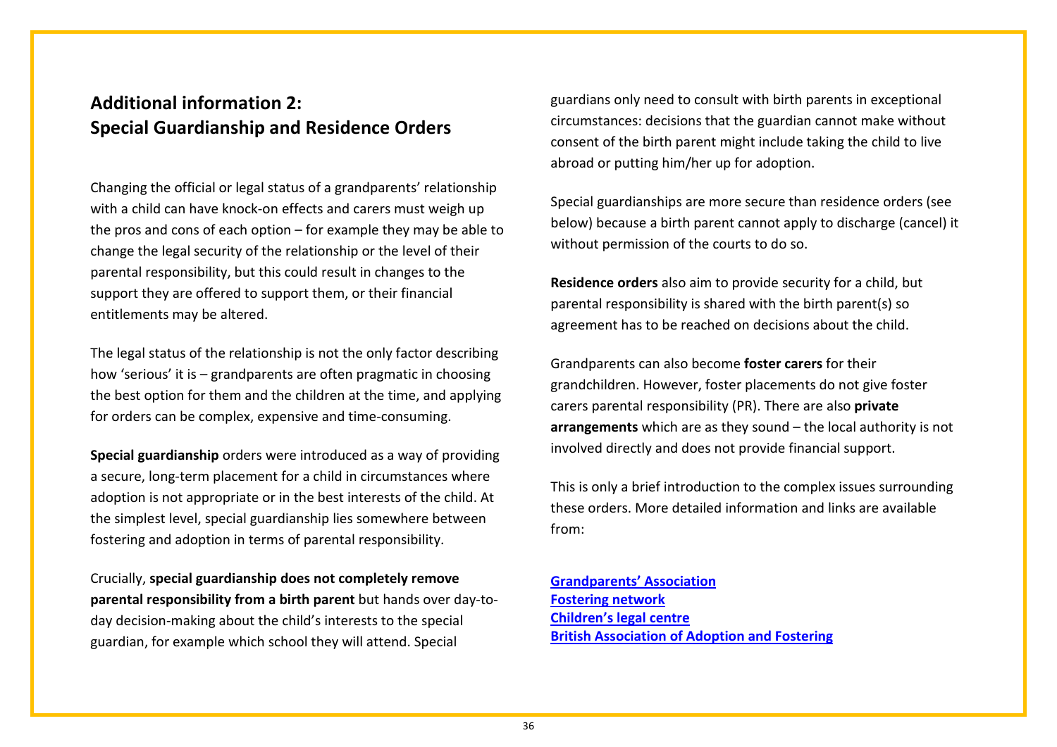## Additional information 2: Special Guardianship and Residence Orders

Changing the official or legal status of a grandparents' relationship with a child can have knock-on effects and carers must weigh up the pros and cons of each option – for example they may be able to change the legal security of the relationship or the level of their parental responsibility, but this could result in changes to the support they are offered to support them, or their financial entitlements may be altered.

The legal status of the relationship is not the only factor describing how 'serious' it is – grandparents are often pragmatic in choosing the best option for them and the children at the time, and applying for orders can be complex, expensive and time-consuming.

**Special guardianship** orders were introduced as a way of providing a secure, long-term placement for a child in circumstances where adoption is not appropriate or in the best interests of the child. At the simplest level, special guardianship lies somewhere between fostering and adoption in terms of parental responsibility.

Crucially, **special guardianship does not completely remove parental responsibility from a birth parent** but hands over day-to-day decision-making about the child's interests to the special guardian, for example which school they will attend. Special guardians only need to consult with birth parents in exceptional circumstances: decisions that the guardian cannot make without consent of the birth parent might include taking the child to live abroad or putting him/her up for adoption.

Special guardianships are more secure than residence orders (see below) because a birth parent cannot apply to discharge (cancel) it without permission of the courts to do so.

**Residence orders** also aim to provide security for a child, but parental responsibility is shared with the birth parent(s) so agreement has to be reached on decisions about the child.

Grandparents can also become **foster carers** for their grandchildren. However, foster placements do not give foster carers parental responsibility (PR). There are also **private arrangements** which are as they sound – the local authority is not involved directly and does not provide financial support.

This is only a brief introduction to the complex issues surrounding these orders. More detailed information and links are available from:

**Grandparents' Association**
**Fostering network**
**Children's legal centre**
**British Association of Adoption and Fostering**